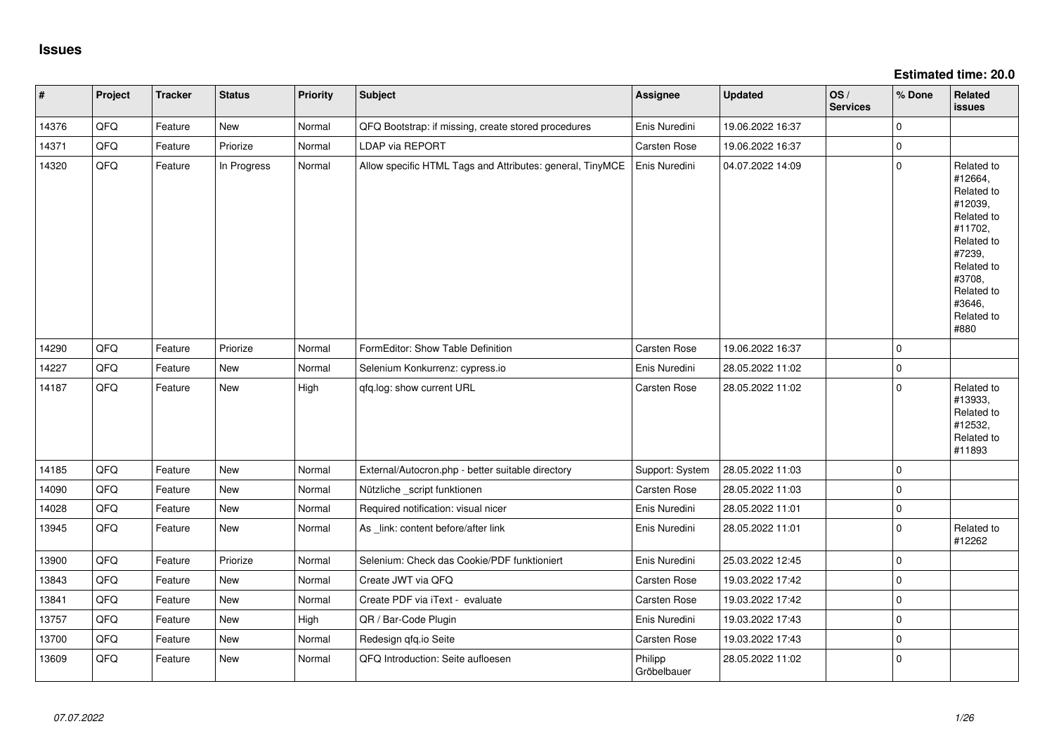# Issues

**Estimated time: 20.0**

| # | Project | Tracker | Status | Priority | Subject | Assignee | Updated | OS / Services | % Done | Related issues |
|---|---|---|---|---|---|---|---|---|---|---|
| 14376 | QFQ | Feature | New | Normal | QFQ Bootstrap: if missing, create stored procedures | Enis Nuredini | 19.06.2022 16:37 | | 0 | |
| 14371 | QFQ | Feature | Priorize | Normal | LDAP via REPORT | Carsten Rose | 19.06.2022 16:37 | | 0 | |
| 14320 | QFQ | Feature | In Progress | Normal | Allow specific HTML Tags and Attributes: general, TinyMCE | Enis Nuredini | 04.07.2022 14:09 | | 0 | Related to #12664, Related to #12039, Related to #11702, Related to #7239, Related to #3708, Related to #3646, Related to #880 |
| 14290 | QFQ | Feature | Priorize | Normal | FormEditor: Show Table Definition | Carsten Rose | 19.06.2022 16:37 | | 0 | |
| 14227 | QFQ | Feature | New | Normal | Selenium Konkurrenz: cypress.io | Enis Nuredini | 28.05.2022 11:02 | | 0 | |
| 14187 | QFQ | Feature | New | High | qfq.log: show current URL | Carsten Rose | 28.05.2022 11:02 | | 0 | Related to #13933, Related to #12532, Related to #11893 |
| 14185 | QFQ | Feature | New | Normal | External/Autocron.php - better suitable directory | Support: System | 28.05.2022 11:03 | | 0 | |
| 14090 | QFQ | Feature | New | Normal | Nützliche _script funktionen | Carsten Rose | 28.05.2022 11:03 | | 0 | |
| 14028 | QFQ | Feature | New | Normal | Required notification: visual nicer | Enis Nuredini | 28.05.2022 11:01 | | 0 | |
| 13945 | QFQ | Feature | New | Normal | As _link: content before/after link | Enis Nuredini | 28.05.2022 11:01 | | 0 | Related to #12262 |
| 13900 | QFQ | Feature | Priorize | Normal | Selenium: Check das Cookie/PDF funktioniert | Enis Nuredini | 25.03.2022 12:45 | | 0 | |
| 13843 | QFQ | Feature | New | Normal | Create JWT via QFQ | Carsten Rose | 19.03.2022 17:42 | | 0 | |
| 13841 | QFQ | Feature | New | Normal | Create PDF via iText - evaluate | Carsten Rose | 19.03.2022 17:42 | | 0 | |
| 13757 | QFQ | Feature | New | High | QR / Bar-Code Plugin | Enis Nuredini | 19.03.2022 17:43 | | 0 | |
| 13700 | QFQ | Feature | New | Normal | Redesign qfq.io Seite | Carsten Rose | 19.03.2022 17:43 | | 0 | |
| 13609 | QFQ | Feature | New | Normal | QFQ Introduction: Seite aufloesen | Philipp Gröbelbauer | 28.05.2022 11:02 | | 0 | |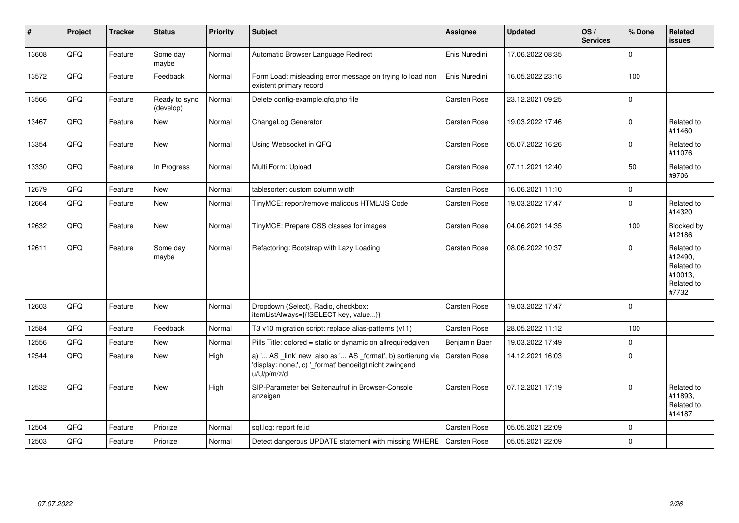| # | Project | Tracker | Status | Priority | Subject | Assignee | Updated | OS / Services | % Done | Related issues |
|---|---|---|---|---|---|---|---|---|---|---|
| 13608 | QFQ | Feature | Some day maybe | Normal | Automatic Browser Language Redirect | Enis Nuredini | 17.06.2022 08:35 | | 0 | |
| 13572 | QFQ | Feature | Feedback | Normal | Form Load: misleading error message on trying to load non existent primary record | Enis Nuredini | 16.05.2022 23:16 | | 100 | |
| 13566 | QFQ | Feature | Ready to sync (develop) | Normal | Delete config-example.qfq.php file | Carsten Rose | 23.12.2021 09:25 | | 0 | |
| 13467 | QFQ | Feature | New | Normal | ChangeLog Generator | Carsten Rose | 19.03.2022 17:46 | | 0 | Related to #11460 |
| 13354 | QFQ | Feature | New | Normal | Using Websocket in QFQ | Carsten Rose | 05.07.2022 16:26 | | 0 | Related to #11076 |
| 13330 | QFQ | Feature | In Progress | Normal | Multi Form: Upload | Carsten Rose | 07.11.2021 12:40 | | 50 | Related to #9706 |
| 12679 | QFQ | Feature | New | Normal | tablesorter: custom column width | Carsten Rose | 16.06.2021 11:10 | | 0 | |
| 12664 | QFQ | Feature | New | Normal | TinyMCE: report/remove malicous HTML/JS Code | Carsten Rose | 19.03.2022 17:47 | | 0 | Related to #14320 |
| 12632 | QFQ | Feature | New | Normal | TinyMCE: Prepare CSS classes for images | Carsten Rose | 04.06.2021 14:35 | | 100 | Blocked by #12186 |
| 12611 | QFQ | Feature | Some day maybe | Normal | Refactoring: Bootstrap with Lazy Loading | Carsten Rose | 08.06.2022 10:37 | | 0 | Related to #12490, Related to #10013, Related to #7732 |
| 12603 | QFQ | Feature | New | Normal | Dropdown (Select), Radio, checkbox: itemListAlways={{!SELECT key, value...}} | Carsten Rose | 19.03.2022 17:47 | | 0 | |
| 12584 | QFQ | Feature | Feedback | Normal | T3 v10 migration script: replace alias-patterns (v11) | Carsten Rose | 28.05.2022 11:12 | | 100 | |
| 12556 | QFQ | Feature | New | Normal | Pills Title: colored = static or dynamic on allrequiredgiven | Benjamin Baer | 19.03.2022 17:49 | | 0 | |
| 12544 | QFQ | Feature | New | High | a) '... AS _link' new also as '... AS _format', b) sortierung via 'display: none;', c) '_format' benoeitgt nicht zwingend u/U/p/m/z/d | Carsten Rose | 14.12.2021 16:03 | | 0 | |
| 12532 | QFQ | Feature | New | High | SIP-Parameter bei Seitenaufruf in Browser-Console anzeigen | Carsten Rose | 07.12.2021 17:19 | | 0 | Related to #11893, Related to #14187 |
| 12504 | QFQ | Feature | Priorize | Normal | sql.log: report fe.id | Carsten Rose | 05.05.2021 22:09 | | 0 | |
| 12503 | QFQ | Feature | Priorize | Normal | Detect dangerous UPDATE statement with missing WHERE | Carsten Rose | 05.05.2021 22:09 | | 0 | |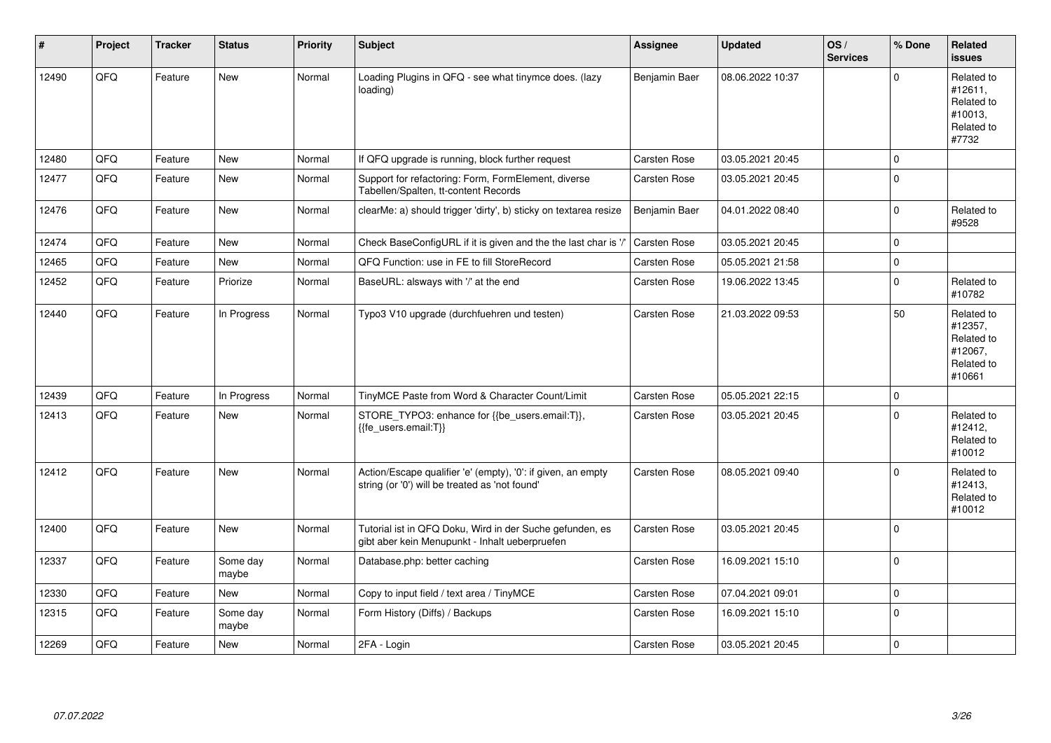| # | Project | Tracker | Status | Priority | Subject | Assignee | Updated | OS / Services | % Done | Related issues |
|---|---|---|---|---|---|---|---|---|---|---|
| 12490 | QFQ | Feature | New | Normal | Loading Plugins in QFQ - see what tinymce does. (lazy loading) | Benjamin Baer | 08.06.2022 10:37 | | 0 | Related to #12611, Related to #10013, Related to #7732 |
| 12480 | QFQ | Feature | New | Normal | If QFQ upgrade is running, block further request | Carsten Rose | 03.05.2021 20:45 | | 0 | |
| 12477 | QFQ | Feature | New | Normal | Support for refactoring: Form, FormElement, diverse Tabellen/Spalten, tt-content Records | Carsten Rose | 03.05.2021 20:45 | | 0 | |
| 12476 | QFQ | Feature | New | Normal | clearMe: a) should trigger 'dirty', b) sticky on textarea resize | Benjamin Baer | 04.01.2022 08:40 | | 0 | Related to #9528 |
| 12474 | QFQ | Feature | New | Normal | Check BaseConfigURL if it is given and the the last char is '/' | Carsten Rose | 03.05.2021 20:45 | | 0 | |
| 12465 | QFQ | Feature | New | Normal | QFQ Function: use in FE to fill StoreRecord | Carsten Rose | 05.05.2021 21:58 | | 0 | |
| 12452 | QFQ | Feature | Priorize | Normal | BaseURL: alsways with '/' at the end | Carsten Rose | 19.06.2022 13:45 | | 0 | Related to #10782 |
| 12440 | QFQ | Feature | In Progress | Normal | Typo3 V10 upgrade (durchfuehren und testen) | Carsten Rose | 21.03.2022 09:53 | | 50 | Related to #12357, Related to #12067, Related to #10661 |
| 12439 | QFQ | Feature | In Progress | Normal | TinyMCE Paste from Word & Character Count/Limit | Carsten Rose | 05.05.2021 22:15 | | 0 | |
| 12413 | QFQ | Feature | New | Normal | STORE_TYPO3: enhance for {{be_users.email:T}}, {{fe_users.email:T}} | Carsten Rose | 03.05.2021 20:45 | | 0 | Related to #12412, Related to #10012 |
| 12412 | QFQ | Feature | New | Normal | Action/Escape qualifier 'e' (empty), '0': if given, an empty string (or '0') will be treated as 'not found' | Carsten Rose | 08.05.2021 09:40 | | 0 | Related to #12413, Related to #10012 |
| 12400 | QFQ | Feature | New | Normal | Tutorial ist in QFQ Doku, Wird in der Suche gefunden, es gibt aber kein Menupunkt - Inhalt ueberpruefen | Carsten Rose | 03.05.2021 20:45 | | 0 | |
| 12337 | QFQ | Feature | Some day maybe | Normal | Database.php: better caching | Carsten Rose | 16.09.2021 15:10 | | 0 | |
| 12330 | QFQ | Feature | New | Normal | Copy to input field / text area / TinyMCE | Carsten Rose | 07.04.2021 09:01 | | 0 | |
| 12315 | QFQ | Feature | Some day maybe | Normal | Form History (Diffs) / Backups | Carsten Rose | 16.09.2021 15:10 | | 0 | |
| 12269 | QFQ | Feature | New | Normal | 2FA - Login | Carsten Rose | 03.05.2021 20:45 | | 0 | |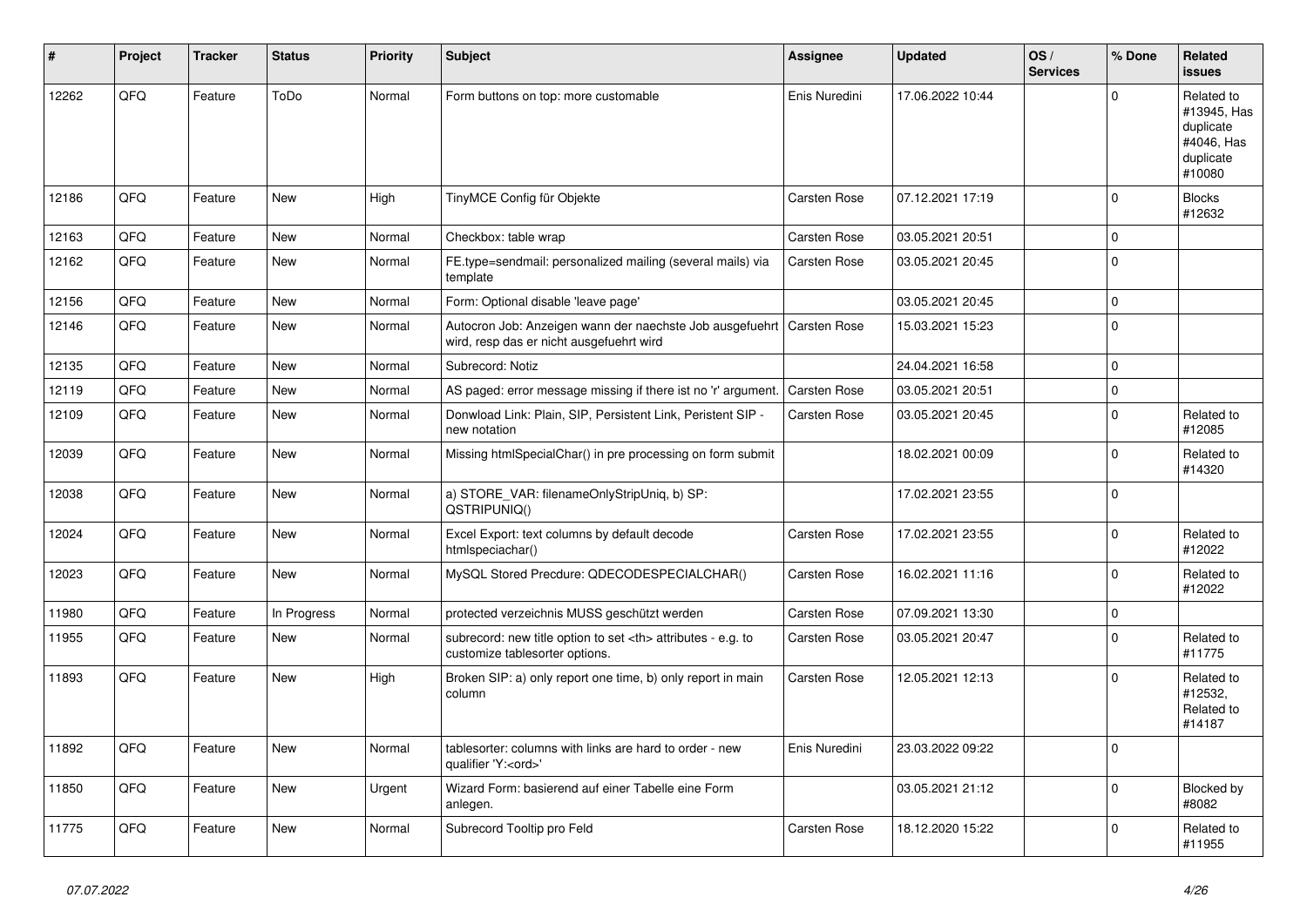| # | Project | Tracker | Status | Priority | Subject | Assignee | Updated | OS / Services | % Done | Related issues |
|---|---|---|---|---|---|---|---|---|---|---|
| 12262 | QFQ | Feature | ToDo | Normal | Form buttons on top: more customable | Enis Nuredini | 17.06.2022 10:44 | | 0 | Related to #13945, Has duplicate #4046, Has duplicate #10080 |
| 12186 | QFQ | Feature | New | High | TinyMCE Config für Objekte | Carsten Rose | 07.12.2021 17:19 | | 0 | Blocks #12632 |
| 12163 | QFQ | Feature | New | Normal | Checkbox: table wrap | Carsten Rose | 03.05.2021 20:51 | | 0 | |
| 12162 | QFQ | Feature | New | Normal | FE.type=sendmail: personalized mailing (several mails) via template | Carsten Rose | 03.05.2021 20:45 | | 0 | |
| 12156 | QFQ | Feature | New | Normal | Form: Optional disable 'leave page' | | 03.05.2021 20:45 | | 0 | |
| 12146 | QFQ | Feature | New | Normal | Autocron Job: Anzeigen wann der naechste Job ausgefuehrt wird, resp das er nicht ausgefuehrt wird | Carsten Rose | 15.03.2021 15:23 | | 0 | |
| 12135 | QFQ | Feature | New | Normal | Subrecord: Notiz | | 24.04.2021 16:58 | | 0 | |
| 12119 | QFQ | Feature | New | Normal | AS paged: error message missing if there ist no 'r' argument. | Carsten Rose | 03.05.2021 20:51 | | 0 | |
| 12109 | QFQ | Feature | New | Normal | Donwload Link: Plain, SIP, Persistent Link, Peristent SIP - new notation | Carsten Rose | 03.05.2021 20:45 | | 0 | Related to #12085 |
| 12039 | QFQ | Feature | New | Normal | Missing htmlSpecialChar() in pre processing on form submit | | 18.02.2021 00:09 | | 0 | Related to #14320 |
| 12038 | QFQ | Feature | New | Normal | a) STORE_VAR: filenameOnlyStripUniq, b) SP: QSTRIPUNIQ() | | 17.02.2021 23:55 | | 0 | |
| 12024 | QFQ | Feature | New | Normal | Excel Export: text columns by default decode htmlspeciachar() | Carsten Rose | 17.02.2021 23:55 | | 0 | Related to #12022 |
| 12023 | QFQ | Feature | New | Normal | MySQL Stored Precdure: QDECODESPECIALCHAR() | Carsten Rose | 16.02.2021 11:16 | | 0 | Related to #12022 |
| 11980 | QFQ | Feature | In Progress | Normal | protected verzeichnis MUSS geschützt werden | Carsten Rose | 07.09.2021 13:30 | | 0 | |
| 11955 | QFQ | Feature | New | Normal | subrecord: new title option to set <th> attributes - e.g. to customize tablesorter options. | Carsten Rose | 03.05.2021 20:47 | | 0 | Related to #11775 |
| 11893 | QFQ | Feature | New | High | Broken SIP: a) only report one time, b) only report in main column | Carsten Rose | 12.05.2021 12:13 | | 0 | Related to #12532, Related to #14187 |
| 11892 | QFQ | Feature | New | Normal | tablesorter: columns with links are hard to order - new qualifier 'Y:<ord>' | Enis Nuredini | 23.03.2022 09:22 | | 0 | |
| 11850 | QFQ | Feature | New | Urgent | Wizard Form: basierend auf einer Tabelle eine Form anlegen. | | 03.05.2021 21:12 | | 0 | Blocked by #8082 |
| 11775 | QFQ | Feature | New | Normal | Subrecord Tooltip pro Feld | Carsten Rose | 18.12.2020 15:22 | | 0 | Related to #11955 |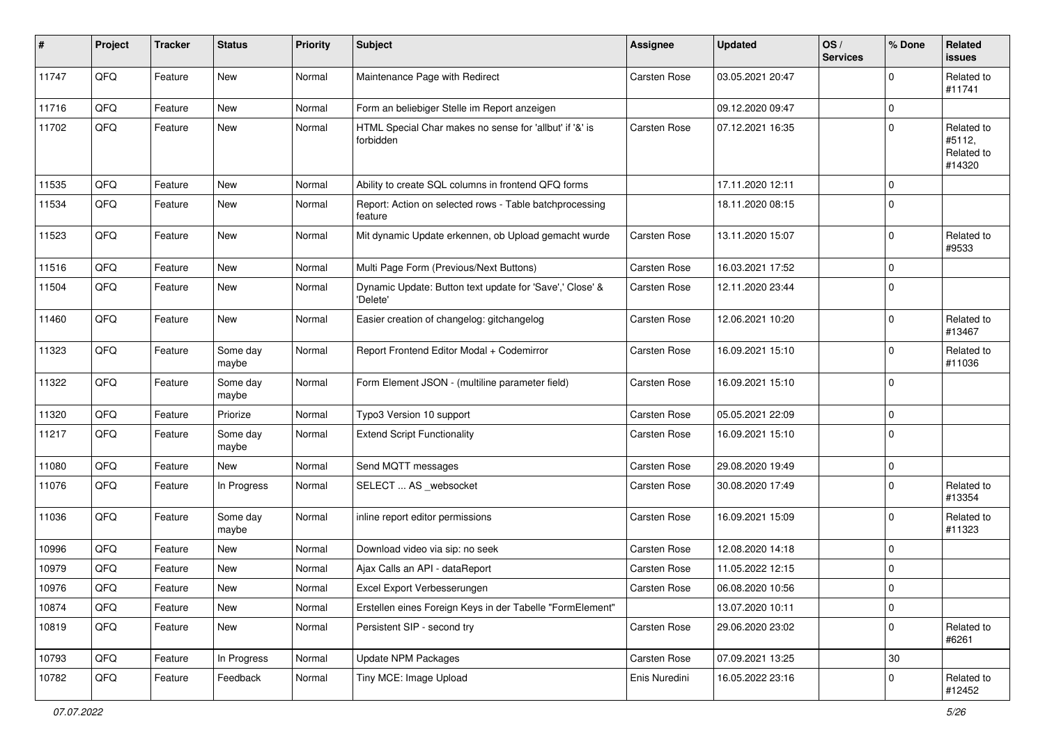| # | Project | Tracker | Status | Priority | Subject | Assignee | Updated | OS / Services | % Done | Related issues |
|---|---|---|---|---|---|---|---|---|---|---|
| 11747 | QFQ | Feature | New | Normal | Maintenance Page with Redirect | Carsten Rose | 03.05.2021 20:47 | | 0 | Related to #11741 |
| 11716 | QFQ | Feature | New | Normal | Form an beliebiger Stelle im Report anzeigen | | 09.12.2020 09:47 | | 0 | |
| 11702 | QFQ | Feature | New | Normal | HTML Special Char makes no sense for 'allbut' if '&' is forbidden | Carsten Rose | 07.12.2021 16:35 | | 0 | Related to #5112, Related to #14320 |
| 11535 | QFQ | Feature | New | Normal | Ability to create SQL columns in frontend QFQ forms | | 17.11.2020 12:11 | | 0 | |
| 11534 | QFQ | Feature | New | Normal | Report: Action on selected rows - Table batchprocessing feature | | 18.11.2020 08:15 | | 0 | |
| 11523 | QFQ | Feature | New | Normal | Mit dynamic Update erkennen, ob Upload gemacht wurde | Carsten Rose | 13.11.2020 15:07 | | 0 | Related to #9533 |
| 11516 | QFQ | Feature | New | Normal | Multi Page Form (Previous/Next Buttons) | Carsten Rose | 16.03.2021 17:52 | | 0 | |
| 11504 | QFQ | Feature | New | Normal | Dynamic Update: Button text update for 'Save',' Close' & 'Delete' | Carsten Rose | 12.11.2020 23:44 | | 0 | |
| 11460 | QFQ | Feature | New | Normal | Easier creation of changelog: gitchangelog | Carsten Rose | 12.06.2021 10:20 | | 0 | Related to #13467 |
| 11323 | QFQ | Feature | Some day maybe | Normal | Report Frontend Editor Modal + Codemirror | Carsten Rose | 16.09.2021 15:10 | | 0 | Related to #11036 |
| 11322 | QFQ | Feature | Some day maybe | Normal | Form Element JSON - (multiline parameter field) | Carsten Rose | 16.09.2021 15:10 | | 0 | |
| 11320 | QFQ | Feature | Priorize | Normal | Typo3 Version 10 support | Carsten Rose | 05.05.2021 22:09 | | 0 | |
| 11217 | QFQ | Feature | Some day maybe | Normal | Extend Script Functionality | Carsten Rose | 16.09.2021 15:10 | | 0 | |
| 11080 | QFQ | Feature | New | Normal | Send MQTT messages | Carsten Rose | 29.08.2020 19:49 | | 0 | |
| 11076 | QFQ | Feature | In Progress | Normal | SELECT ... AS _websocket | Carsten Rose | 30.08.2020 17:49 | | 0 | Related to #13354 |
| 11036 | QFQ | Feature | Some day maybe | Normal | inline report editor permissions | Carsten Rose | 16.09.2021 15:09 | | 0 | Related to #11323 |
| 10996 | QFQ | Feature | New | Normal | Download video via sip: no seek | Carsten Rose | 12.08.2020 14:18 | | 0 | |
| 10979 | QFQ | Feature | New | Normal | Ajax Calls an API - dataReport | Carsten Rose | 11.05.2022 12:15 | | 0 | |
| 10976 | QFQ | Feature | New | Normal | Excel Export Verbesserungen | Carsten Rose | 06.08.2020 10:56 | | 0 | |
| 10874 | QFQ | Feature | New | Normal | Erstellen eines Foreign Keys in der Tabelle "FormElement" | | 13.07.2020 10:11 | | 0 | |
| 10819 | QFQ | Feature | New | Normal | Persistent SIP - second try | Carsten Rose | 29.06.2020 23:02 | | 0 | Related to #6261 |
| 10793 | QFQ | Feature | In Progress | Normal | Update NPM Packages | Carsten Rose | 07.09.2021 13:25 | | 30 | |
| 10782 | QFQ | Feature | Feedback | Normal | Tiny MCE: Image Upload | Enis Nuredini | 16.05.2022 23:16 | | 0 | Related to #12452 |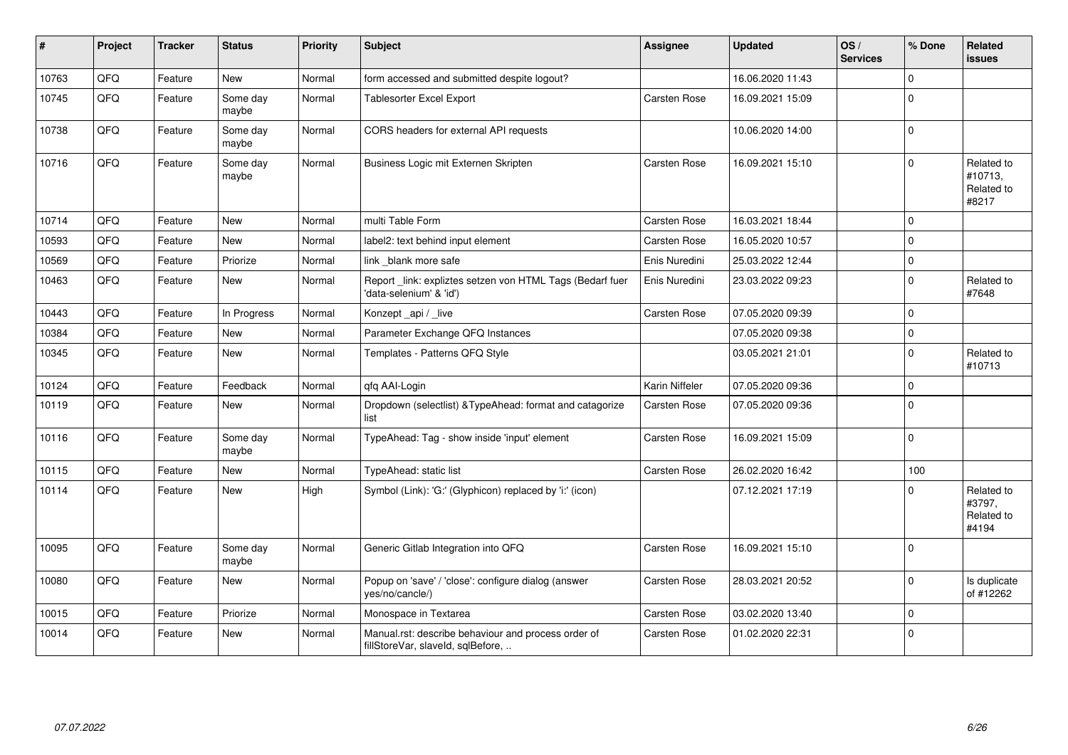| # | Project | Tracker | Status | Priority | Subject | Assignee | Updated | OS / Services | % Done | Related issues |
|---|---|---|---|---|---|---|---|---|---|---|
| 10763 | QFQ | Feature | New | Normal | form accessed and submitted despite logout? | | 16.06.2020 11:43 | | 0 | |
| 10745 | QFQ | Feature | Some day maybe | Normal | Tablesorter Excel Export | Carsten Rose | 16.09.2021 15:09 | | 0 | |
| 10738 | QFQ | Feature | Some day maybe | Normal | CORS headers for external API requests | | 10.06.2020 14:00 | | 0 | |
| 10716 | QFQ | Feature | Some day maybe | Normal | Business Logic mit Externen Skripten | Carsten Rose | 16.09.2021 15:10 | | 0 | Related to #10713, Related to #8217 |
| 10714 | QFQ | Feature | New | Normal | multi Table Form | Carsten Rose | 16.03.2021 18:44 | | 0 | |
| 10593 | QFQ | Feature | New | Normal | label2: text behind input element | Carsten Rose | 16.05.2020 10:57 | | 0 | |
| 10569 | QFQ | Feature | Priorize | Normal | link _blank more safe | Enis Nuredini | 25.03.2022 12:44 | | 0 | |
| 10463 | QFQ | Feature | New | Normal | Report _link: expliztes setzen von HTML Tags (Bedarf fuer 'data-selenium' & 'id') | Enis Nuredini | 23.03.2022 09:23 | | 0 | Related to #7648 |
| 10443 | QFQ | Feature | In Progress | Normal | Konzept _api / _live | Carsten Rose | 07.05.2020 09:39 | | 0 | |
| 10384 | QFQ | Feature | New | Normal | Parameter Exchange QFQ Instances | | 07.05.2020 09:38 | | 0 | |
| 10345 | QFQ | Feature | New | Normal | Templates - Patterns QFQ Style | | 03.05.2021 21:01 | | 0 | Related to #10713 |
| 10124 | QFQ | Feature | Feedback | Normal | qfq AAI-Login | Karin Niffeler | 07.05.2020 09:36 | | 0 | |
| 10119 | QFQ | Feature | New | Normal | Dropdown (selectlist) &TypeAhead: format and catagorize list | Carsten Rose | 07.05.2020 09:36 | | 0 | |
| 10116 | QFQ | Feature | Some day maybe | Normal | TypeAhead: Tag - show inside 'input' element | Carsten Rose | 16.09.2021 15:09 | | 0 | |
| 10115 | QFQ | Feature | New | Normal | TypeAhead: static list | Carsten Rose | 26.02.2020 16:42 | | 100 | |
| 10114 | QFQ | Feature | New | High | Symbol (Link): 'G:' (Glyphicon) replaced by 'i:' (icon) | | 07.12.2021 17:19 | | 0 | Related to #3797, Related to #4194 |
| 10095 | QFQ | Feature | Some day maybe | Normal | Generic Gitlab Integration into QFQ | Carsten Rose | 16.09.2021 15:10 | | 0 | |
| 10080 | QFQ | Feature | New | Normal | Popup on 'save' / 'close': configure dialog (answer yes/no/cancle/) | Carsten Rose | 28.03.2021 20:52 | | 0 | Is duplicate of #12262 |
| 10015 | QFQ | Feature | Priorize | Normal | Monospace in Textarea | Carsten Rose | 03.02.2020 13:40 | | 0 | |
| 10014 | QFQ | Feature | New | Normal | Manual.rst: describe behaviour and process order of fillStoreVar, slaveId, sqlBefore, .. | Carsten Rose | 01.02.2020 22:31 | | 0 | |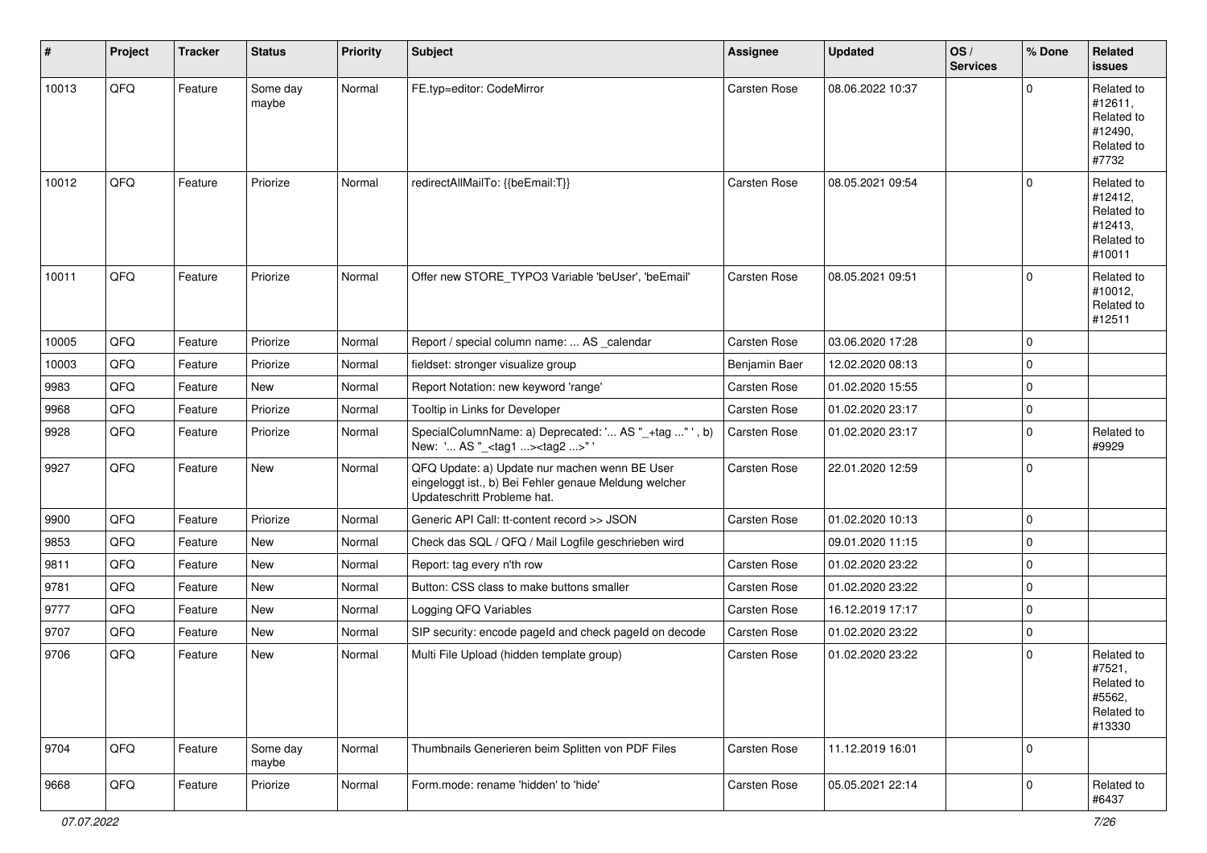| # | Project | Tracker | Status | Priority | Subject | Assignee | Updated | OS / Services | % Done | Related issues |
|---|---|---|---|---|---|---|---|---|---|---|
| 10013 | QFQ | Feature | Some day maybe | Normal | FE.typ=editor: CodeMirror | Carsten Rose | 08.06.2022 10:37 | | 0 | Related to #12611, Related to #12490, Related to #7732 |
| 10012 | QFQ | Feature | Priorize | Normal | redirectAllMailTo: {{beEmail:T}} | Carsten Rose | 08.05.2021 09:54 | | 0 | Related to #12412, Related to #12413, Related to #10011 |
| 10011 | QFQ | Feature | Priorize | Normal | Offer new STORE_TYPO3 Variable 'beUser', 'beEmail' | Carsten Rose | 08.05.2021 09:51 | | 0 | Related to #10012, Related to #12511 |
| 10005 | QFQ | Feature | Priorize | Normal | Report / special column name: ... AS _calendar | Carsten Rose | 03.06.2020 17:28 | | 0 | |
| 10003 | QFQ | Feature | Priorize | Normal | fieldset: stronger visualize group | Benjamin Baer | 12.02.2020 08:13 | | 0 | |
| 9983 | QFQ | Feature | New | Normal | Report Notation: new keyword 'range' | Carsten Rose | 01.02.2020 15:55 | | 0 | |
| 9968 | QFQ | Feature | Priorize | Normal | Tooltip in Links for Developer | Carsten Rose | 01.02.2020 23:17 | | 0 | |
| 9928 | QFQ | Feature | Priorize | Normal | SpecialColumnName: a) Deprecated: '... AS "_+tag ..." ', b) New: '... AS "_<tag1 ...><tag2 ...>" ' | Carsten Rose | 01.02.2020 23:17 | | 0 | Related to #9929 |
| 9927 | QFQ | Feature | New | Normal | QFQ Update: a) Update nur machen wenn BE User eingeloggt ist., b) Bei Fehler genaue Meldung welcher Updateschritt Probleme hat. | Carsten Rose | 22.01.2020 12:59 | | 0 | |
| 9900 | QFQ | Feature | Priorize | Normal | Generic API Call: tt-content record >> JSON | Carsten Rose | 01.02.2020 10:13 | | 0 | |
| 9853 | QFQ | Feature | New | Normal | Check das SQL / QFQ / Mail Logfile geschrieben wird | | 09.01.2020 11:15 | | 0 | |
| 9811 | QFQ | Feature | New | Normal | Report: tag every n'th row | Carsten Rose | 01.02.2020 23:22 | | 0 | |
| 9781 | QFQ | Feature | New | Normal | Button: CSS class to make buttons smaller | Carsten Rose | 01.02.2020 23:22 | | 0 | |
| 9777 | QFQ | Feature | New | Normal | Logging QFQ Variables | Carsten Rose | 16.12.2019 17:17 | | 0 | |
| 9707 | QFQ | Feature | New | Normal | SIP security: encode pageId and check pageId on decode | Carsten Rose | 01.02.2020 23:22 | | 0 | |
| 9706 | QFQ | Feature | New | Normal | Multi File Upload (hidden template group) | Carsten Rose | 01.02.2020 23:22 | | 0 | Related to #7521, Related to #5562, Related to #13330 |
| 9704 | QFQ | Feature | Some day maybe | Normal | Thumbnails Generieren beim Splitten von PDF Files | Carsten Rose | 11.12.2019 16:01 | | 0 | |
| 9668 | QFQ | Feature | Priorize | Normal | Form.mode: rename 'hidden' to 'hide' | Carsten Rose | 05.05.2021 22:14 | | 0 | Related to #6437 |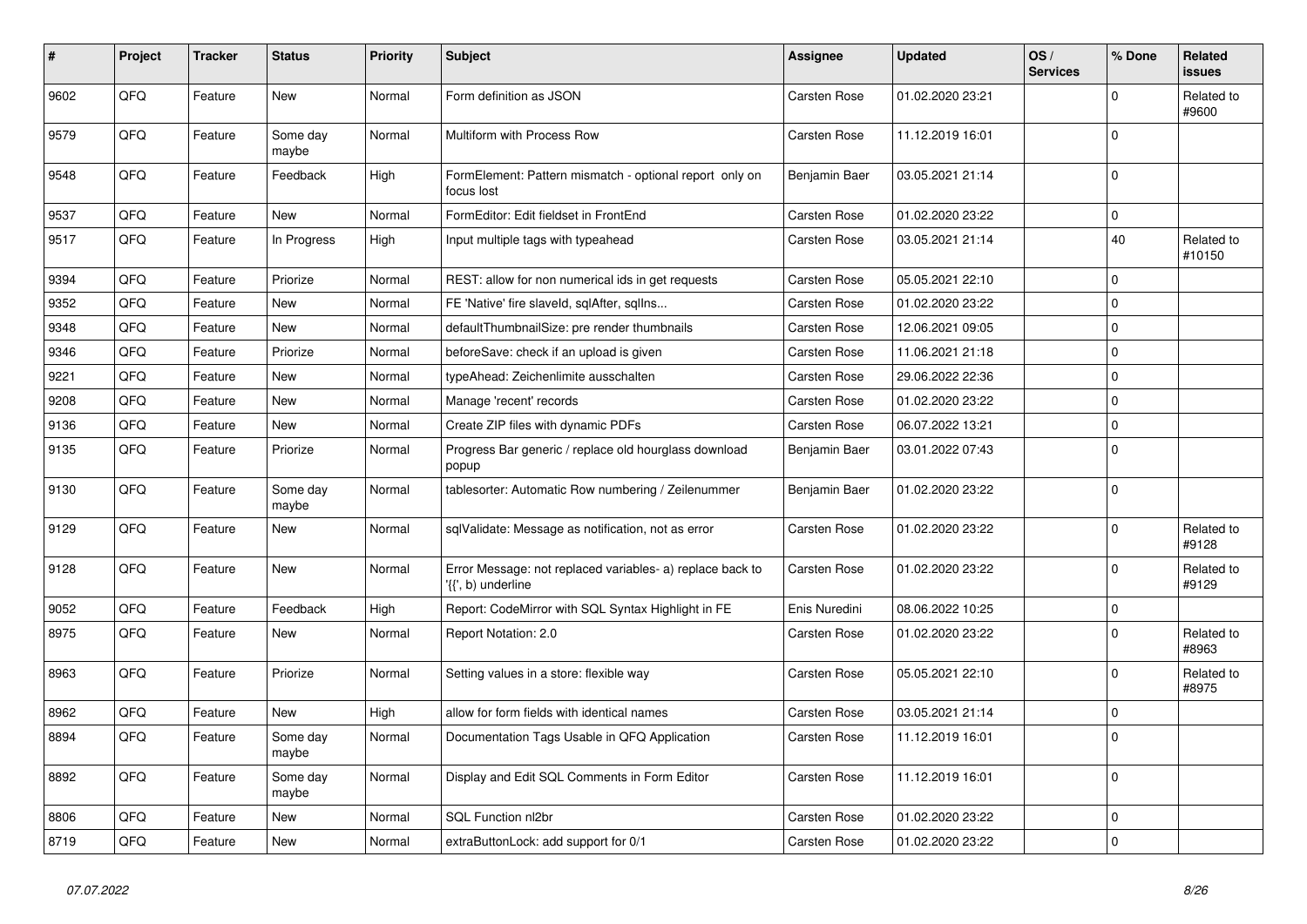| # | Project | Tracker | Status | Priority | Subject | Assignee | Updated | OS / Services | % Done | Related issues |
|---|---|---|---|---|---|---|---|---|---|---|
| 9602 | QFQ | Feature | New | Normal | Form definition as JSON | Carsten Rose | 01.02.2020 23:21 | | 0 | Related to #9600 |
| 9579 | QFQ | Feature | Some day maybe | Normal | Multiform with Process Row | Carsten Rose | 11.12.2019 16:01 | | 0 | |
| 9548 | QFQ | Feature | Feedback | High | FormElement: Pattern mismatch - optional report only on focus lost | Benjamin Baer | 03.05.2021 21:14 | | 0 | |
| 9537 | QFQ | Feature | New | Normal | FormEditor: Edit fieldset in FrontEnd | Carsten Rose | 01.02.2020 23:22 | | 0 | |
| 9517 | QFQ | Feature | In Progress | High | Input multiple tags with typeahead | Carsten Rose | 03.05.2021 21:14 | | 40 | Related to #10150 |
| 9394 | QFQ | Feature | Priorize | Normal | REST: allow for non numerical ids in get requests | Carsten Rose | 05.05.2021 22:10 | | 0 | |
| 9352 | QFQ | Feature | New | Normal | FE 'Native' fire slaveId, sqlAfter, sqlIns... | Carsten Rose | 01.02.2020 23:22 | | 0 | |
| 9348 | QFQ | Feature | New | Normal | defaultThumbnailSize: pre render thumbnails | Carsten Rose | 12.06.2021 09:05 | | 0 | |
| 9346 | QFQ | Feature | Priorize | Normal | beforeSave: check if an upload is given | Carsten Rose | 11.06.2021 21:18 | | 0 | |
| 9221 | QFQ | Feature | New | Normal | typeAhead: Zeichenlimite ausschalten | Carsten Rose | 29.06.2022 22:36 | | 0 | |
| 9208 | QFQ | Feature | New | Normal | Manage 'recent' records | Carsten Rose | 01.02.2020 23:22 | | 0 | |
| 9136 | QFQ | Feature | New | Normal | Create ZIP files with dynamic PDFs | Carsten Rose | 06.07.2022 13:21 | | 0 | |
| 9135 | QFQ | Feature | Priorize | Normal | Progress Bar generic / replace old hourglass download popup | Benjamin Baer | 03.01.2022 07:43 | | 0 | |
| 9130 | QFQ | Feature | Some day maybe | Normal | tablesorter: Automatic Row numbering / Zeilenummer | Benjamin Baer | 01.02.2020 23:22 | | 0 | |
| 9129 | QFQ | Feature | New | Normal | sqlValidate: Message as notification, not as error | Carsten Rose | 01.02.2020 23:22 | | 0 | Related to #9128 |
| 9128 | QFQ | Feature | New | Normal | Error Message: not replaced variables- a) replace back to '{{', b) underline | Carsten Rose | 01.02.2020 23:22 | | 0 | Related to #9129 |
| 9052 | QFQ | Feature | Feedback | High | Report: CodeMirror with SQL Syntax Highlight in FE | Enis Nuredini | 08.06.2022 10:25 | | 0 | |
| 8975 | QFQ | Feature | New | Normal | Report Notation: 2.0 | Carsten Rose | 01.02.2020 23:22 | | 0 | Related to #8963 |
| 8963 | QFQ | Feature | Priorize | Normal | Setting values in a store: flexible way | Carsten Rose | 05.05.2021 22:10 | | 0 | Related to #8975 |
| 8962 | QFQ | Feature | New | High | allow for form fields with identical names | Carsten Rose | 03.05.2021 21:14 | | 0 | |
| 8894 | QFQ | Feature | Some day maybe | Normal | Documentation Tags Usable in QFQ Application | Carsten Rose | 11.12.2019 16:01 | | 0 | |
| 8892 | QFQ | Feature | Some day maybe | Normal | Display and Edit SQL Comments in Form Editor | Carsten Rose | 11.12.2019 16:01 | | 0 | |
| 8806 | QFQ | Feature | New | Normal | SQL Function nl2br | Carsten Rose | 01.02.2020 23:22 | | 0 | |
| 8719 | QFQ | Feature | New | Normal | extraButtonLock: add support for 0/1 | Carsten Rose | 01.02.2020 23:22 | | 0 | |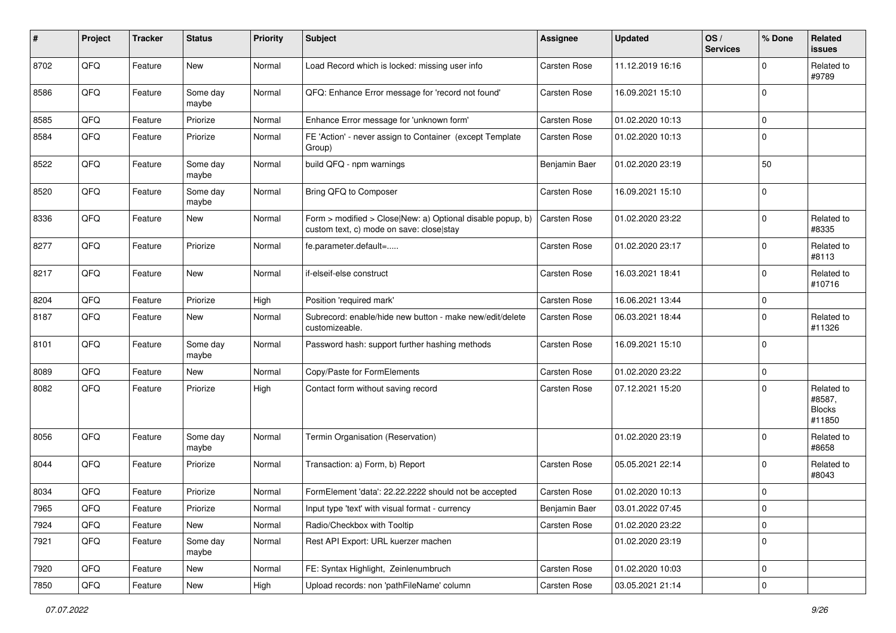| # | Project | Tracker | Status | Priority | Subject | Assignee | Updated | OS / Services | % Done | Related issues |
|---|---|---|---|---|---|---|---|---|---|---|
| 8702 | QFQ | Feature | New | Normal | Load Record which is locked: missing user info | Carsten Rose | 11.12.2019 16:16 | | 0 | Related to #9789 |
| 8586 | QFQ | Feature | Some day maybe | Normal | QFQ: Enhance Error message for 'record not found' | Carsten Rose | 16.09.2021 15:10 | | 0 | |
| 8585 | QFQ | Feature | Priorize | Normal | Enhance Error message for 'unknown form' | Carsten Rose | 01.02.2020 10:13 | | 0 | |
| 8584 | QFQ | Feature | Priorize | Normal | FE 'Action' - never assign to Container (except Template Group) | Carsten Rose | 01.02.2020 10:13 | | 0 | |
| 8522 | QFQ | Feature | Some day maybe | Normal | build QFQ - npm warnings | Benjamin Baer | 01.02.2020 23:19 | | 50 | |
| 8520 | QFQ | Feature | Some day maybe | Normal | Bring QFQ to Composer | Carsten Rose | 16.09.2021 15:10 | | 0 | |
| 8336 | QFQ | Feature | New | Normal | Form > modified > Close\|New: a) Optional disable popup, b) custom text, c) mode on save: close\|stay | Carsten Rose | 01.02.2020 23:22 | | 0 | Related to #8335 |
| 8277 | QFQ | Feature | Priorize | Normal | fe.parameter.default=..... | Carsten Rose | 01.02.2020 23:17 | | 0 | Related to #8113 |
| 8217 | QFQ | Feature | New | Normal | if-elseif-else construct | Carsten Rose | 16.03.2021 18:41 | | 0 | Related to #10716 |
| 8204 | QFQ | Feature | Priorize | High | Position 'required mark' | Carsten Rose | 16.06.2021 13:44 | | 0 | |
| 8187 | QFQ | Feature | New | Normal | Subrecord: enable/hide new button - make new/edit/delete customizeable. | Carsten Rose | 06.03.2021 18:44 | | 0 | Related to #11326 |
| 8101 | QFQ | Feature | Some day maybe | Normal | Password hash: support further hashing methods | Carsten Rose | 16.09.2021 15:10 | | 0 | |
| 8089 | QFQ | Feature | New | Normal | Copy/Paste for FormElements | Carsten Rose | 01.02.2020 23:22 | | 0 | |
| 8082 | QFQ | Feature | Priorize | High | Contact form without saving record | Carsten Rose | 07.12.2021 15:20 | | 0 | Related to #8587, Blocks #11850 |
| 8056 | QFQ | Feature | Some day maybe | Normal | Termin Organisation (Reservation) | | 01.02.2020 23:19 | | 0 | Related to #8658 |
| 8044 | QFQ | Feature | Priorize | Normal | Transaction: a) Form, b) Report | Carsten Rose | 05.05.2021 22:14 | | 0 | Related to #8043 |
| 8034 | QFQ | Feature | Priorize | Normal | FormElement 'data': 22.22.2222 should not be accepted | Carsten Rose | 01.02.2020 10:13 | | 0 | |
| 7965 | QFQ | Feature | Priorize | Normal | Input type 'text' with visual format - currency | Benjamin Baer | 03.01.2022 07:45 | | 0 | |
| 7924 | QFQ | Feature | New | Normal | Radio/Checkbox with Tooltip | Carsten Rose | 01.02.2020 23:22 | | 0 | |
| 7921 | QFQ | Feature | Some day maybe | Normal | Rest API Export: URL kuerzer machen | | 01.02.2020 23:19 | | 0 | |
| 7920 | QFQ | Feature | New | Normal | FE: Syntax Highlight, Zeinlenumbruch | Carsten Rose | 01.02.2020 10:03 | | 0 | |
| 7850 | QFQ | Feature | New | High | Upload records: non 'pathFileName' column | Carsten Rose | 03.05.2021 21:14 | | 0 | |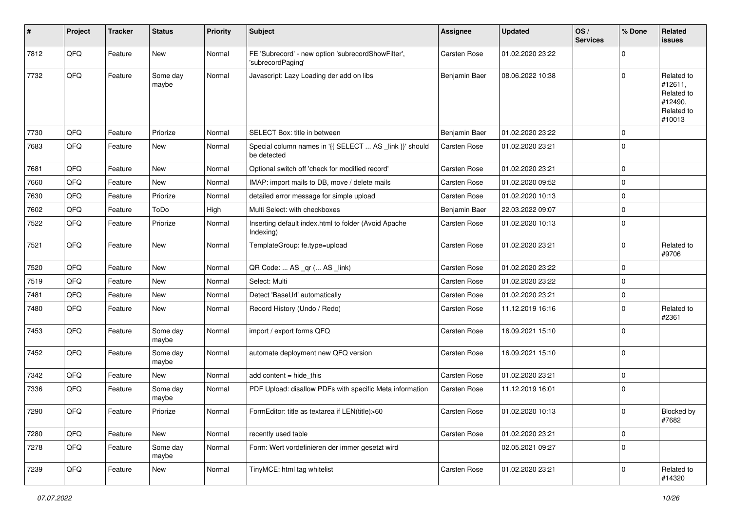| # | Project | Tracker | Status | Priority | Subject | Assignee | Updated | OS / Services | % Done | Related issues |
|---|---|---|---|---|---|---|---|---|---|---|
| 7812 | QFQ | Feature | New | Normal | FE 'Subrecord' - new option 'subrecordShowFilter', 'subrecordPaging' | Carsten Rose | 01.02.2020 23:22 | | 0 | |
| 7732 | QFQ | Feature | Some day maybe | Normal | Javascript: Lazy Loading der add on libs | Benjamin Baer | 08.06.2022 10:38 | | 0 | Related to #12611, Related to #12490, Related to #10013 |
| 7730 | QFQ | Feature | Priorize | Normal | SELECT Box: title in between | Benjamin Baer | 01.02.2020 23:22 | | 0 | |
| 7683 | QFQ | Feature | New | Normal | Special column names in '{{ SELECT ... AS _link }}' should be detected | Carsten Rose | 01.02.2020 23:21 | | 0 | |
| 7681 | QFQ | Feature | New | Normal | Optional switch off 'check for modified record' | Carsten Rose | 01.02.2020 23:21 | | 0 | |
| 7660 | QFQ | Feature | New | Normal | IMAP: import mails to DB, move / delete mails | Carsten Rose | 01.02.2020 09:52 | | 0 | |
| 7630 | QFQ | Feature | Priorize | Normal | detailed error message for simple upload | Carsten Rose | 01.02.2020 10:13 | | 0 | |
| 7602 | QFQ | Feature | ToDo | High | Multi Select: with checkboxes | Benjamin Baer | 22.03.2022 09:07 | | 0 | |
| 7522 | QFQ | Feature | Priorize | Normal | Inserting default index.html to folder (Avoid Apache Indexing) | Carsten Rose | 01.02.2020 10:13 | | 0 | |
| 7521 | QFQ | Feature | New | Normal | TemplateGroup: fe.type=upload | Carsten Rose | 01.02.2020 23:21 | | 0 | Related to #9706 |
| 7520 | QFQ | Feature | New | Normal | QR Code: ... AS _qr (... AS _link) | Carsten Rose | 01.02.2020 23:22 | | 0 | |
| 7519 | QFQ | Feature | New | Normal | Select: Multi | Carsten Rose | 01.02.2020 23:22 | | 0 | |
| 7481 | QFQ | Feature | New | Normal | Detect 'BaseUrl' automatically | Carsten Rose | 01.02.2020 23:21 | | 0 | |
| 7480 | QFQ | Feature | New | Normal | Record History (Undo / Redo) | Carsten Rose | 11.12.2019 16:16 | | 0 | Related to #2361 |
| 7453 | QFQ | Feature | Some day maybe | Normal | import / export forms QFQ | Carsten Rose | 16.09.2021 15:10 | | 0 | |
| 7452 | QFQ | Feature | Some day maybe | Normal | automate deployment new QFQ version | Carsten Rose | 16.09.2021 15:10 | | 0 | |
| 7342 | QFQ | Feature | New | Normal | add content = hide_this | Carsten Rose | 01.02.2020 23:21 | | 0 | |
| 7336 | QFQ | Feature | Some day maybe | Normal | PDF Upload: disallow PDFs with specific Meta information | Carsten Rose | 11.12.2019 16:01 | | 0 | |
| 7290 | QFQ | Feature | Priorize | Normal | FormEditor: title as textarea if LEN(title)>60 | Carsten Rose | 01.02.2020 10:13 | | 0 | Blocked by #7682 |
| 7280 | QFQ | Feature | New | Normal | recently used table | Carsten Rose | 01.02.2020 23:21 | | 0 | |
| 7278 | QFQ | Feature | Some day maybe | Normal | Form: Wert vordefinieren der immer gesetzt wird | | 02.05.2021 09:27 | | 0 | |
| 7239 | QFQ | Feature | New | Normal | TinyMCE: html tag whitelist | Carsten Rose | 01.02.2020 23:21 | | 0 | Related to #14320 |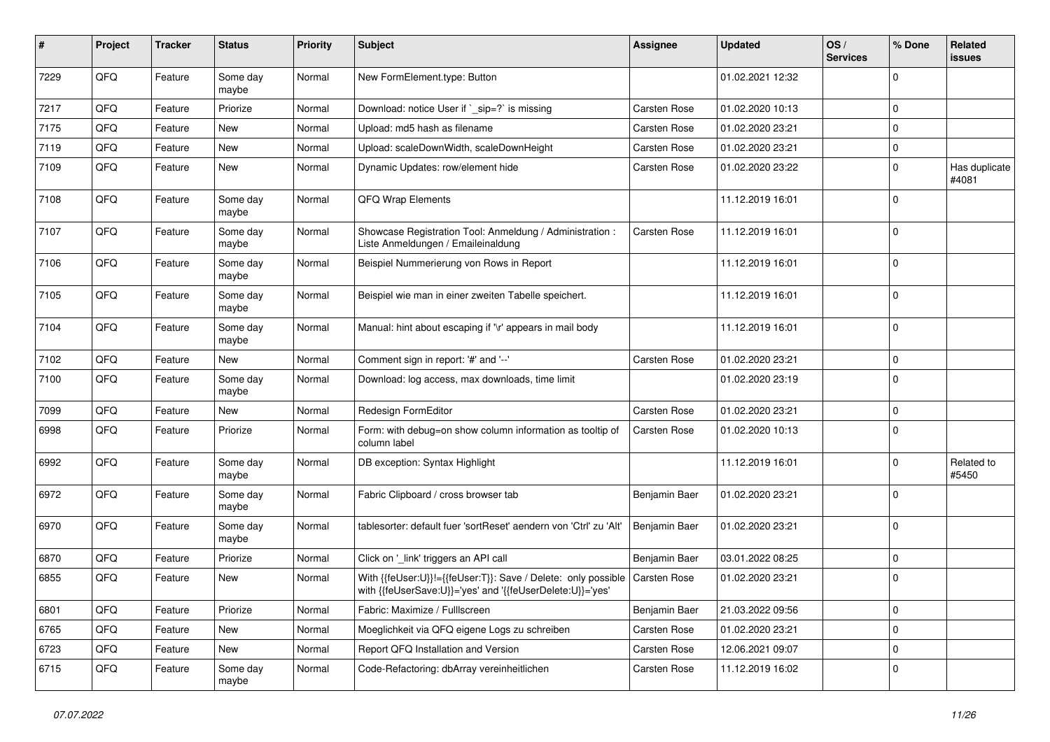| # | Project | Tracker | Status | Priority | Subject | Assignee | Updated | OS / Services | % Done | Related issues |
|---|---|---|---|---|---|---|---|---|---|---|
| 7229 | QFQ | Feature | Some day maybe | Normal | New FormElement.type: Button | | 01.02.2021 12:32 | | 0 | |
| 7217 | QFQ | Feature | Priorize | Normal | Download: notice User if `_sip=?` is missing | Carsten Rose | 01.02.2020 10:13 | | 0 | |
| 7175 | QFQ | Feature | New | Normal | Upload: md5 hash as filename | Carsten Rose | 01.02.2020 23:21 | | 0 | |
| 7119 | QFQ | Feature | New | Normal | Upload: scaleDownWidth, scaleDownHeight | Carsten Rose | 01.02.2020 23:21 | | 0 | |
| 7109 | QFQ | Feature | New | Normal | Dynamic Updates: row/element hide | Carsten Rose | 01.02.2020 23:22 | | 0 | Has duplicate #4081 |
| 7108 | QFQ | Feature | Some day maybe | Normal | QFQ Wrap Elements | | 11.12.2019 16:01 | | 0 | |
| 7107 | QFQ | Feature | Some day maybe | Normal | Showcase Registration Tool: Anmeldung / Administration : Liste Anmeldungen / Emaileinaldung | Carsten Rose | 11.12.2019 16:01 | | 0 | |
| 7106 | QFQ | Feature | Some day maybe | Normal | Beispiel Nummerierung von Rows in Report | | 11.12.2019 16:01 | | 0 | |
| 7105 | QFQ | Feature | Some day maybe | Normal | Beispiel wie man in einer zweiten Tabelle speichert. | | 11.12.2019 16:01 | | 0 | |
| 7104 | QFQ | Feature | Some day maybe | Normal | Manual: hint about escaping if '\r' appears in mail body | | 11.12.2019 16:01 | | 0 | |
| 7102 | QFQ | Feature | New | Normal | Comment sign in report: '#' and '--' | Carsten Rose | 01.02.2020 23:21 | | 0 | |
| 7100 | QFQ | Feature | Some day maybe | Normal | Download: log access, max downloads, time limit | | 01.02.2020 23:19 | | 0 | |
| 7099 | QFQ | Feature | New | Normal | Redesign FormEditor | Carsten Rose | 01.02.2020 23:21 | | 0 | |
| 6998 | QFQ | Feature | Priorize | Normal | Form: with debug=on show column information as tooltip of column label | Carsten Rose | 01.02.2020 10:13 | | 0 | |
| 6992 | QFQ | Feature | Some day maybe | Normal | DB exception: Syntax Highlight | | 11.12.2019 16:01 | | 0 | Related to #5450 |
| 6972 | QFQ | Feature | Some day maybe | Normal | Fabric Clipboard / cross browser tab | Benjamin Baer | 01.02.2020 23:21 | | 0 | |
| 6970 | QFQ | Feature | Some day maybe | Normal | tablesorter: default fuer 'sortReset' aendern von 'Ctrl' zu 'Alt' | Benjamin Baer | 01.02.2020 23:21 | | 0 | |
| 6870 | QFQ | Feature | Priorize | Normal | Click on '_link' triggers an API call | Benjamin Baer | 03.01.2022 08:25 | | 0 | |
| 6855 | QFQ | Feature | New | Normal | With {{feUser:U}}!={{feUser:T}}: Save / Delete: only possible with {{feUserSave:U}}='yes' and '{{feUserDelete:U}}='yes' | Carsten Rose | 01.02.2020 23:21 | | 0 | |
| 6801 | QFQ | Feature | Priorize | Normal | Fabric: Maximize / Fulllscreen | Benjamin Baer | 21.03.2022 09:56 | | 0 | |
| 6765 | QFQ | Feature | New | Normal | Moeglichkeit via QFQ eigene Logs zu schreiben | Carsten Rose | 01.02.2020 23:21 | | 0 | |
| 6723 | QFQ | Feature | New | Normal | Report QFQ Installation and Version | Carsten Rose | 12.06.2021 09:07 | | 0 | |
| 6715 | QFQ | Feature | Some day maybe | Normal | Code-Refactoring: dbArray vereinheitlichen | Carsten Rose | 11.12.2019 16:02 | | 0 | |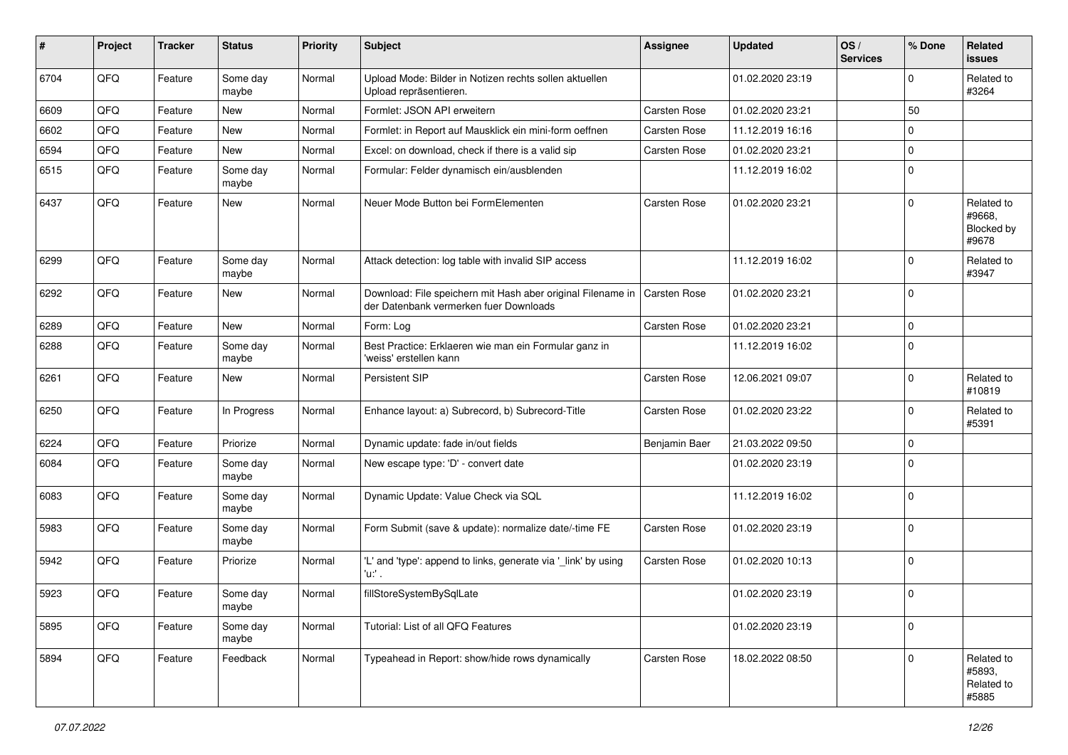| # | Project | Tracker | Status | Priority | Subject | Assignee | Updated | OS / Services | % Done | Related issues |
|---|---|---|---|---|---|---|---|---|---|---|
| 6704 | QFQ | Feature | Some day maybe | Normal | Upload Mode: Bilder in Notizen rechts sollen aktuellen Upload repräsentieren. | | 01.02.2020 23:19 | | 0 | Related to #3264 |
| 6609 | QFQ | Feature | New | Normal | Formlet: JSON API erweitern | Carsten Rose | 01.02.2020 23:21 | | 50 | |
| 6602 | QFQ | Feature | New | Normal | Formlet: in Report auf Mausklick ein mini-form oeffnen | Carsten Rose | 11.12.2019 16:16 | | 0 | |
| 6594 | QFQ | Feature | New | Normal | Excel: on download, check if there is a valid sip | Carsten Rose | 01.02.2020 23:21 | | 0 | |
| 6515 | QFQ | Feature | Some day maybe | Normal | Formular: Felder dynamisch ein/ausblenden | | 11.12.2019 16:02 | | 0 | |
| 6437 | QFQ | Feature | New | Normal | Neuer Mode Button bei FormElementen | Carsten Rose | 01.02.2020 23:21 | | 0 | Related to #9668, Blocked by #9678 |
| 6299 | QFQ | Feature | Some day maybe | Normal | Attack detection: log table with invalid SIP access | | 11.12.2019 16:02 | | 0 | Related to #3947 |
| 6292 | QFQ | Feature | New | Normal | Download: File speichern mit Hash aber original Filename in der Datenbank vermerken fuer Downloads | Carsten Rose | 01.02.2020 23:21 | | 0 | |
| 6289 | QFQ | Feature | New | Normal | Form: Log | Carsten Rose | 01.02.2020 23:21 | | 0 | |
| 6288 | QFQ | Feature | Some day maybe | Normal | Best Practice: Erklaeren wie man ein Formular ganz in 'weiss' erstellen kann | | 11.12.2019 16:02 | | 0 | |
| 6261 | QFQ | Feature | New | Normal | Persistent SIP | Carsten Rose | 12.06.2021 09:07 | | 0 | Related to #10819 |
| 6250 | QFQ | Feature | In Progress | Normal | Enhance layout: a) Subrecord, b) Subrecord-Title | Carsten Rose | 01.02.2020 23:22 | | 0 | Related to #5391 |
| 6224 | QFQ | Feature | Priorize | Normal | Dynamic update: fade in/out fields | Benjamin Baer | 21.03.2022 09:50 | | 0 | |
| 6084 | QFQ | Feature | Some day maybe | Normal | New escape type: 'D' - convert date | | 01.02.2020 23:19 | | 0 | |
| 6083 | QFQ | Feature | Some day maybe | Normal | Dynamic Update: Value Check via SQL | | 11.12.2019 16:02 | | 0 | |
| 5983 | QFQ | Feature | Some day maybe | Normal | Form Submit (save & update): normalize date/-time FE | Carsten Rose | 01.02.2020 23:19 | | 0 | |
| 5942 | QFQ | Feature | Priorize | Normal | 'L' and 'type': append to links, generate via '_link' by using 'u:' . | Carsten Rose | 01.02.2020 10:13 | | 0 | |
| 5923 | QFQ | Feature | Some day maybe | Normal | fillStoreSystemBySqlLate | | 01.02.2020 23:19 | | 0 | |
| 5895 | QFQ | Feature | Some day maybe | Normal | Tutorial: List of all QFQ Features | | 01.02.2020 23:19 | | 0 | |
| 5894 | QFQ | Feature | Feedback | Normal | Typeahead in Report: show/hide rows dynamically | Carsten Rose | 18.02.2022 08:50 | | 0 | Related to #5893, Related to #5885 |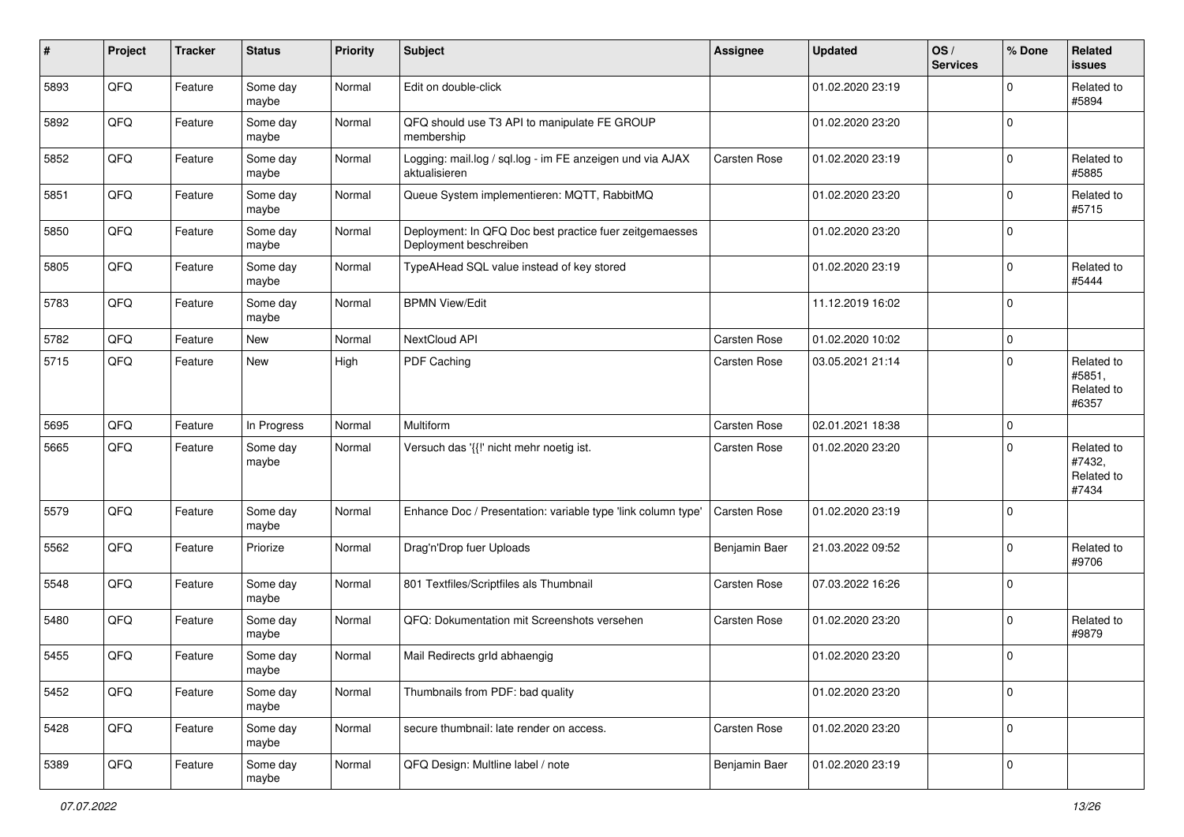| # | Project | Tracker | Status | Priority | Subject | Assignee | Updated | OS / Services | % Done | Related issues |
|---|---|---|---|---|---|---|---|---|---|---|
| 5893 | QFQ | Feature | Some day maybe | Normal | Edit on double-click | | 01.02.2020 23:19 | | 0 | Related to #5894 |
| 5892 | QFQ | Feature | Some day maybe | Normal | QFQ should use T3 API to manipulate FE GROUP membership | | 01.02.2020 23:20 | | 0 | |
| 5852 | QFQ | Feature | Some day maybe | Normal | Logging: mail.log / sql.log - im FE anzeigen und via AJAX aktualisieren | Carsten Rose | 01.02.2020 23:19 | | 0 | Related to #5885 |
| 5851 | QFQ | Feature | Some day maybe | Normal | Queue System implementieren: MQTT, RabbitMQ | | 01.02.2020 23:20 | | 0 | Related to #5715 |
| 5850 | QFQ | Feature | Some day maybe | Normal | Deployment: In QFQ Doc best practice fuer zeitgemaesses Deployment beschreiben | | 01.02.2020 23:20 | | 0 | |
| 5805 | QFQ | Feature | Some day maybe | Normal | TypeAHead SQL value instead of key stored | | 01.02.2020 23:19 | | 0 | Related to #5444 |
| 5783 | QFQ | Feature | Some day maybe | Normal | BPMN View/Edit | | 11.12.2019 16:02 | | 0 | |
| 5782 | QFQ | Feature | New | Normal | NextCloud API | Carsten Rose | 01.02.2020 10:02 | | 0 | |
| 5715 | QFQ | Feature | New | High | PDF Caching | Carsten Rose | 03.05.2021 21:14 | | 0 | Related to #5851, Related to #6357 |
| 5695 | QFQ | Feature | In Progress | Normal | Multiform | Carsten Rose | 02.01.2021 18:38 | | 0 | |
| 5665 | QFQ | Feature | Some day maybe | Normal | Versuch das '{{!' nicht mehr noetig ist. | Carsten Rose | 01.02.2020 23:20 | | 0 | Related to #7432, Related to #7434 |
| 5579 | QFQ | Feature | Some day maybe | Normal | Enhance Doc / Presentation: variable type 'link column type' | Carsten Rose | 01.02.2020 23:19 | | 0 | |
| 5562 | QFQ | Feature | Priorize | Normal | Drag'n'Drop fuer Uploads | Benjamin Baer | 21.03.2022 09:52 | | 0 | Related to #9706 |
| 5548 | QFQ | Feature | Some day maybe | Normal | 801 Textfiles/Scriptfiles als Thumbnail | Carsten Rose | 07.03.2022 16:26 | | 0 | |
| 5480 | QFQ | Feature | Some day maybe | Normal | QFQ: Dokumentation mit Screenshots versehen | Carsten Rose | 01.02.2020 23:20 | | 0 | Related to #9879 |
| 5455 | QFQ | Feature | Some day maybe | Normal | Mail Redirects grId abhaengig | | 01.02.2020 23:20 | | 0 | |
| 5452 | QFQ | Feature | Some day maybe | Normal | Thumbnails from PDF: bad quality | | 01.02.2020 23:20 | | 0 | |
| 5428 | QFQ | Feature | Some day maybe | Normal | secure thumbnail: late render on access. | Carsten Rose | 01.02.2020 23:20 | | 0 | |
| 5389 | QFQ | Feature | Some day maybe | Normal | QFQ Design: Multline label / note | Benjamin Baer | 01.02.2020 23:19 | | 0 | |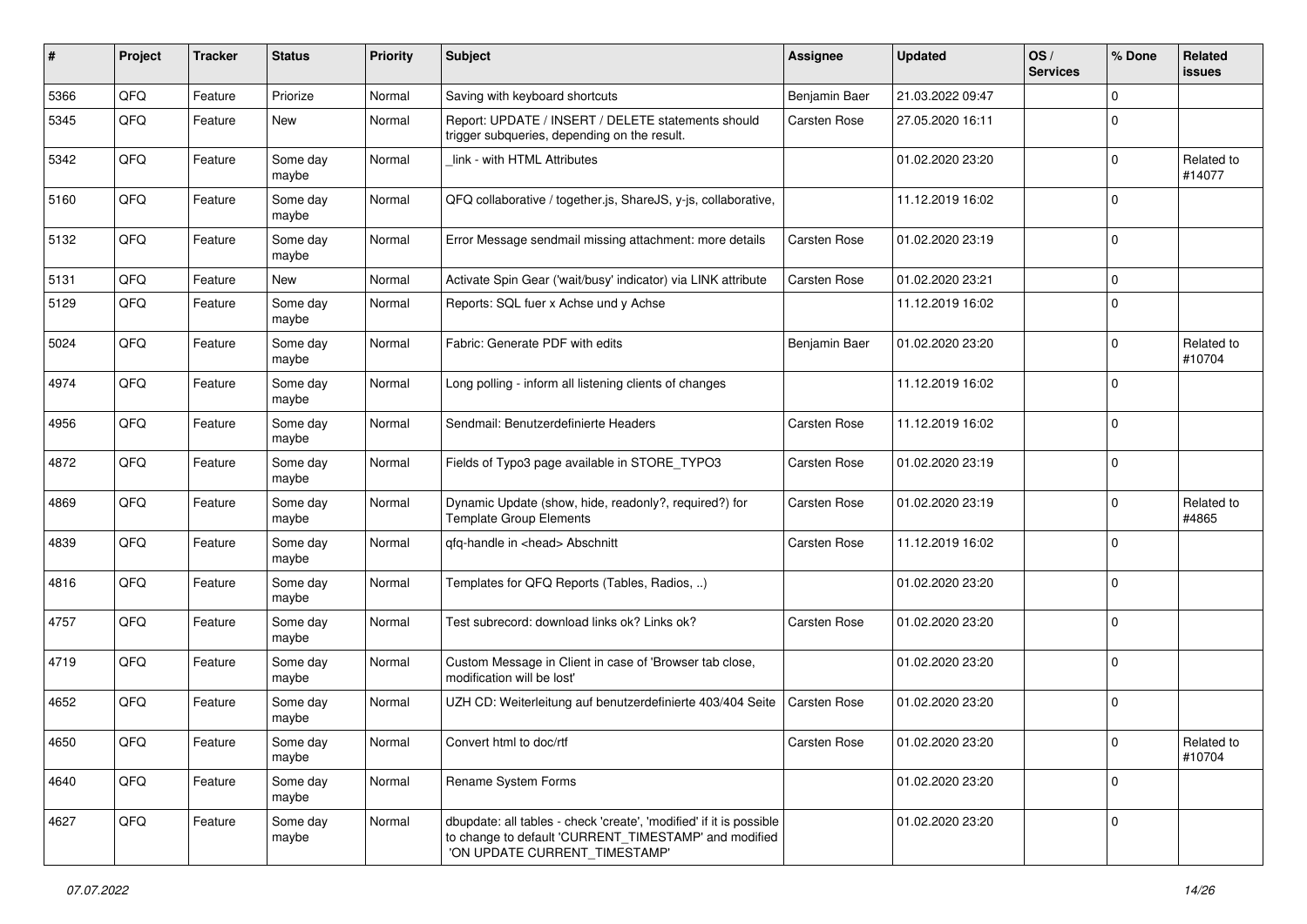| # | Project | Tracker | Status | Priority | Subject | Assignee | Updated | OS / Services | % Done | Related issues |
|---|---|---|---|---|---|---|---|---|---|---|
| 5366 | QFQ | Feature | Priorize | Normal | Saving with keyboard shortcuts | Benjamin Baer | 21.03.2022 09:47 | | 0 | |
| 5345 | QFQ | Feature | New | Normal | Report: UPDATE / INSERT / DELETE statements should trigger subqueries, depending on the result. | Carsten Rose | 27.05.2020 16:11 | | 0 | |
| 5342 | QFQ | Feature | Some day maybe | Normal | _link - with HTML Attributes | | 01.02.2020 23:20 | | 0 | Related to #14077 |
| 5160 | QFQ | Feature | Some day maybe | Normal | QFQ collaborative / together.js, ShareJS, y-js, collaborative, | | 11.12.2019 16:02 | | 0 | |
| 5132 | QFQ | Feature | Some day maybe | Normal | Error Message sendmail missing attachment: more details | Carsten Rose | 01.02.2020 23:19 | | 0 | |
| 5131 | QFQ | Feature | New | Normal | Activate Spin Gear ('wait/busy' indicator) via LINK attribute | Carsten Rose | 01.02.2020 23:21 | | 0 | |
| 5129 | QFQ | Feature | Some day maybe | Normal | Reports: SQL fuer x Achse und y Achse | | 11.12.2019 16:02 | | 0 | |
| 5024 | QFQ | Feature | Some day maybe | Normal | Fabric: Generate PDF with edits | Benjamin Baer | 01.02.2020 23:20 | | 0 | Related to #10704 |
| 4974 | QFQ | Feature | Some day maybe | Normal | Long polling - inform all listening clients of changes | | 11.12.2019 16:02 | | 0 | |
| 4956 | QFQ | Feature | Some day maybe | Normal | Sendmail: Benutzerdefinierte Headers | Carsten Rose | 11.12.2019 16:02 | | 0 | |
| 4872 | QFQ | Feature | Some day maybe | Normal | Fields of Typo3 page available in STORE_TYPO3 | Carsten Rose | 01.02.2020 23:19 | | 0 | |
| 4869 | QFQ | Feature | Some day maybe | Normal | Dynamic Update (show, hide, readonly?, required?) for Template Group Elements | Carsten Rose | 01.02.2020 23:19 | | 0 | Related to #4865 |
| 4839 | QFQ | Feature | Some day maybe | Normal | qfq-handle in <head> Abschnitt | Carsten Rose | 11.12.2019 16:02 | | 0 | |
| 4816 | QFQ | Feature | Some day maybe | Normal | Templates for QFQ Reports (Tables, Radios, ..) | | 01.02.2020 23:20 | | 0 | |
| 4757 | QFQ | Feature | Some day maybe | Normal | Test subrecord: download links ok? Links ok? | Carsten Rose | 01.02.2020 23:20 | | 0 | |
| 4719 | QFQ | Feature | Some day maybe | Normal | Custom Message in Client in case of 'Browser tab close, modification will be lost' | | 01.02.2020 23:20 | | 0 | |
| 4652 | QFQ | Feature | Some day maybe | Normal | UZH CD: Weiterleitung auf benutzerdefinierte 403/404 Seite | Carsten Rose | 01.02.2020 23:20 | | 0 | |
| 4650 | QFQ | Feature | Some day maybe | Normal | Convert html to doc/rtf | Carsten Rose | 01.02.2020 23:20 | | 0 | Related to #10704 |
| 4640 | QFQ | Feature | Some day maybe | Normal | Rename System Forms | | 01.02.2020 23:20 | | 0 | |
| 4627 | QFQ | Feature | Some day maybe | Normal | dbupdate: all tables - check 'create', 'modified' if it is possible to change to default 'CURRENT_TIMESTAMP' and modified 'ON UPDATE CURRENT_TIMESTAMP' | | 01.02.2020 23:20 | | 0 | |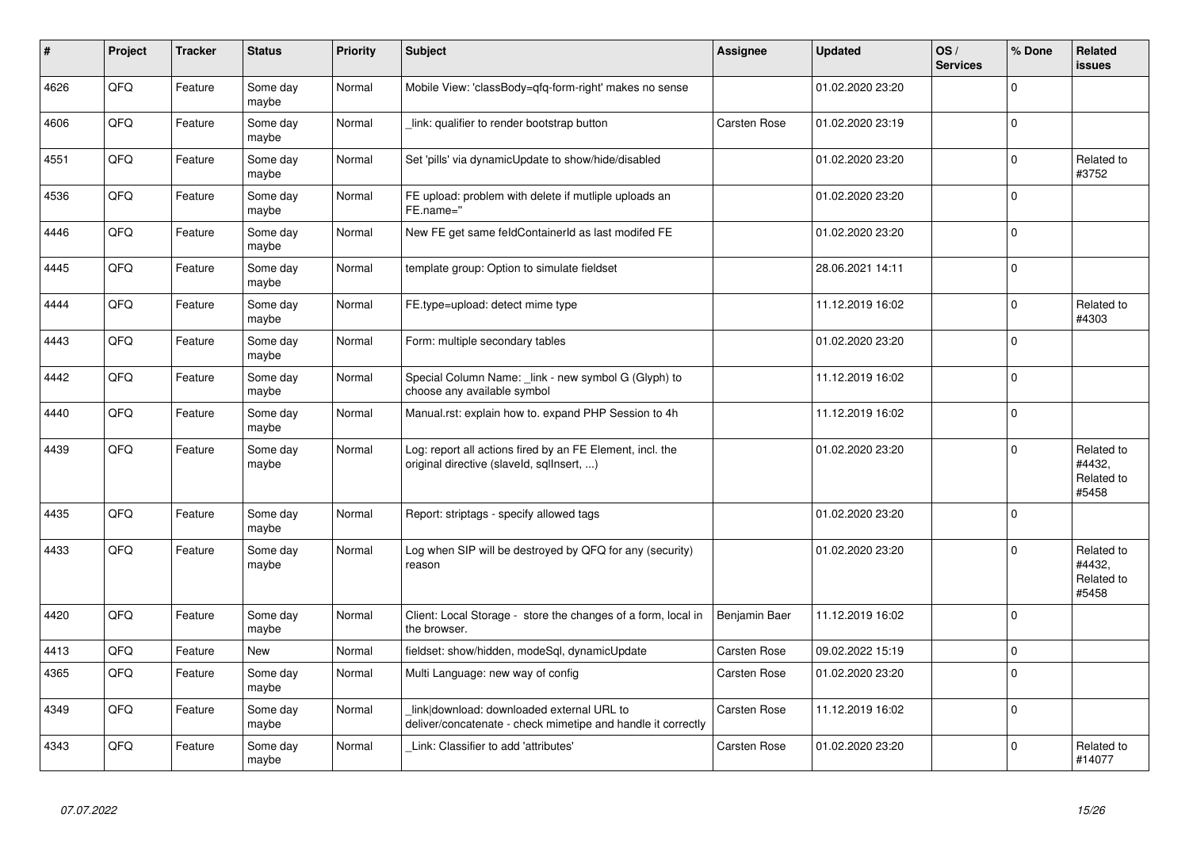| # | Project | Tracker | Status | Priority | Subject | Assignee | Updated | OS / Services | % Done | Related issues |
|---|---|---|---|---|---|---|---|---|---|---|
| 4626 | QFQ | Feature | Some day maybe | Normal | Mobile View: 'classBody=qfq-form-right' makes no sense | | 01.02.2020 23:20 | | 0 | |
| 4606 | QFQ | Feature | Some day maybe | Normal | _link: qualifier to render bootstrap button | Carsten Rose | 01.02.2020 23:19 | | 0 | |
| 4551 | QFQ | Feature | Some day maybe | Normal | Set 'pills' via dynamicUpdate to show/hide/disabled | | 01.02.2020 23:20 | | 0 | Related to #3752 |
| 4536 | QFQ | Feature | Some day maybe | Normal | FE upload: problem with delete if mutliple uploads an FE.name='' | | 01.02.2020 23:20 | | 0 | |
| 4446 | QFQ | Feature | Some day maybe | Normal | New FE get same feldContainerId as last modifed FE | | 01.02.2020 23:20 | | 0 | |
| 4445 | QFQ | Feature | Some day maybe | Normal | template group: Option to simulate fieldset | | 28.06.2021 14:11 | | 0 | |
| 4444 | QFQ | Feature | Some day maybe | Normal | FE.type=upload: detect mime type | | 11.12.2019 16:02 | | 0 | Related to #4303 |
| 4443 | QFQ | Feature | Some day maybe | Normal | Form: multiple secondary tables | | 01.02.2020 23:20 | | 0 | |
| 4442 | QFQ | Feature | Some day maybe | Normal | Special Column Name: _link - new symbol G (Glyph) to choose any available symbol | | 11.12.2019 16:02 | | 0 | |
| 4440 | QFQ | Feature | Some day maybe | Normal | Manual.rst: explain how to. expand PHP Session to 4h | | 11.12.2019 16:02 | | 0 | |
| 4439 | QFQ | Feature | Some day maybe | Normal | Log: report all actions fired by an FE Element, incl. the original directive (slaveId, sqlInsert, ...) | | 01.02.2020 23:20 | | 0 | Related to #4432, Related to #5458 |
| 4435 | QFQ | Feature | Some day maybe | Normal | Report: striptags - specify allowed tags | | 01.02.2020 23:20 | | 0 | |
| 4433 | QFQ | Feature | Some day maybe | Normal | Log when SIP will be destroyed by QFQ for any (security) reason | | 01.02.2020 23:20 | | 0 | Related to #4432, Related to #5458 |
| 4420 | QFQ | Feature | Some day maybe | Normal | Client: Local Storage - store the changes of a form, local in the browser. | Benjamin Baer | 11.12.2019 16:02 | | 0 | |
| 4413 | QFQ | Feature | New | Normal | fieldset: show/hidden, modeSql, dynamicUpdate | Carsten Rose | 09.02.2022 15:19 | | 0 | |
| 4365 | QFQ | Feature | Some day maybe | Normal | Multi Language: new way of config | Carsten Rose | 01.02.2020 23:20 | | 0 | |
| 4349 | QFQ | Feature | Some day maybe | Normal | link\|download: downloaded external URL to deliver/concatenate - check mimetipe and handle it correctly | Carsten Rose | 11.12.2019 16:02 | | 0 | |
| 4343 | QFQ | Feature | Some day maybe | Normal | _Link: Classifier to add 'attributes' | Carsten Rose | 01.02.2020 23:20 | | 0 | Related to #14077 |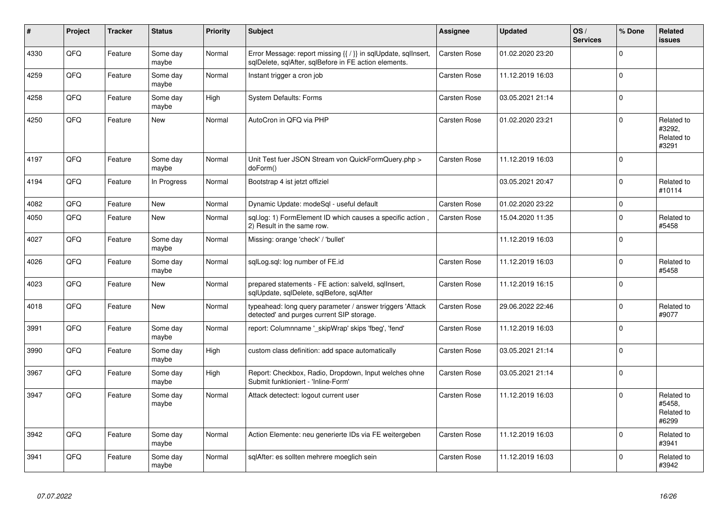| # | Project | Tracker | Status | Priority | Subject | Assignee | Updated | OS / Services | % Done | Related issues |
|---|---|---|---|---|---|---|---|---|---|---|
| 4330 | QFQ | Feature | Some day maybe | Normal | Error Message: report missing {{ / }} in sqlUpdate, sqlInsert, sqlDelete, sqlAfter, sqlBefore in FE action elements. | Carsten Rose | 01.02.2020 23:20 | | 0 | |
| 4259 | QFQ | Feature | Some day maybe | Normal | Instant trigger a cron job | Carsten Rose | 11.12.2019 16:03 | | 0 | |
| 4258 | QFQ | Feature | Some day maybe | High | System Defaults: Forms | Carsten Rose | 03.05.2021 21:14 | | 0 | |
| 4250 | QFQ | Feature | New | Normal | AutoCron in QFQ via PHP | Carsten Rose | 01.02.2020 23:21 | | 0 | Related to #3292, Related to #3291 |
| 4197 | QFQ | Feature | Some day maybe | Normal | Unit Test fuer JSON Stream von QuickFormQuery.php > doForm() | Carsten Rose | 11.12.2019 16:03 | | 0 | |
| 4194 | QFQ | Feature | In Progress | Normal | Bootstrap 4 ist jetzt offiziel | | 03.05.2021 20:47 | | 0 | Related to #10114 |
| 4082 | QFQ | Feature | New | Normal | Dynamic Update: modeSql - useful default | Carsten Rose | 01.02.2020 23:22 | | 0 | |
| 4050 | QFQ | Feature | New | Normal | sql.log: 1) FormElement ID which causes a specific action , 2) Result in the same row. | Carsten Rose | 15.04.2020 11:35 | | 0 | Related to #5458 |
| 4027 | QFQ | Feature | Some day maybe | Normal | Missing: orange 'check' / 'bullet' | | 11.12.2019 16:03 | | 0 | |
| 4026 | QFQ | Feature | Some day maybe | Normal | sqlLog.sql: log number of FE.id | Carsten Rose | 11.12.2019 16:03 | | 0 | Related to #5458 |
| 4023 | QFQ | Feature | New | Normal | prepared statements - FE action: salveld, sqlInsert, sqlUpdate, sqlDelete, sqlBefore, sqlAfter | Carsten Rose | 11.12.2019 16:15 | | 0 | |
| 4018 | QFQ | Feature | New | Normal | typeahead: long query parameter / answer triggers 'Attack detected' and purges current SIP storage. | Carsten Rose | 29.06.2022 22:46 | | 0 | Related to #9077 |
| 3991 | QFQ | Feature | Some day maybe | Normal | report: Columnname '_skipWrap' skips 'fbeg', 'fend' | Carsten Rose | 11.12.2019 16:03 | | 0 | |
| 3990 | QFQ | Feature | Some day maybe | High | custom class definition: add space automatically | Carsten Rose | 03.05.2021 21:14 | | 0 | |
| 3967 | QFQ | Feature | Some day maybe | High | Report: Checkbox, Radio, Dropdown, Input welches ohne Submit funktioniert - 'Inline-Form' | Carsten Rose | 03.05.2021 21:14 | | 0 | |
| 3947 | QFQ | Feature | Some day maybe | Normal | Attack detectect: logout current user | Carsten Rose | 11.12.2019 16:03 | | 0 | Related to #5458, Related to #6299 |
| 3942 | QFQ | Feature | Some day maybe | Normal | Action Elemente: neu generierte IDs via FE weitergeben | Carsten Rose | 11.12.2019 16:03 | | 0 | Related to #3941 |
| 3941 | QFQ | Feature | Some day maybe | Normal | sqlAfter: es sollten mehrere moeglich sein | Carsten Rose | 11.12.2019 16:03 | | 0 | Related to #3942 |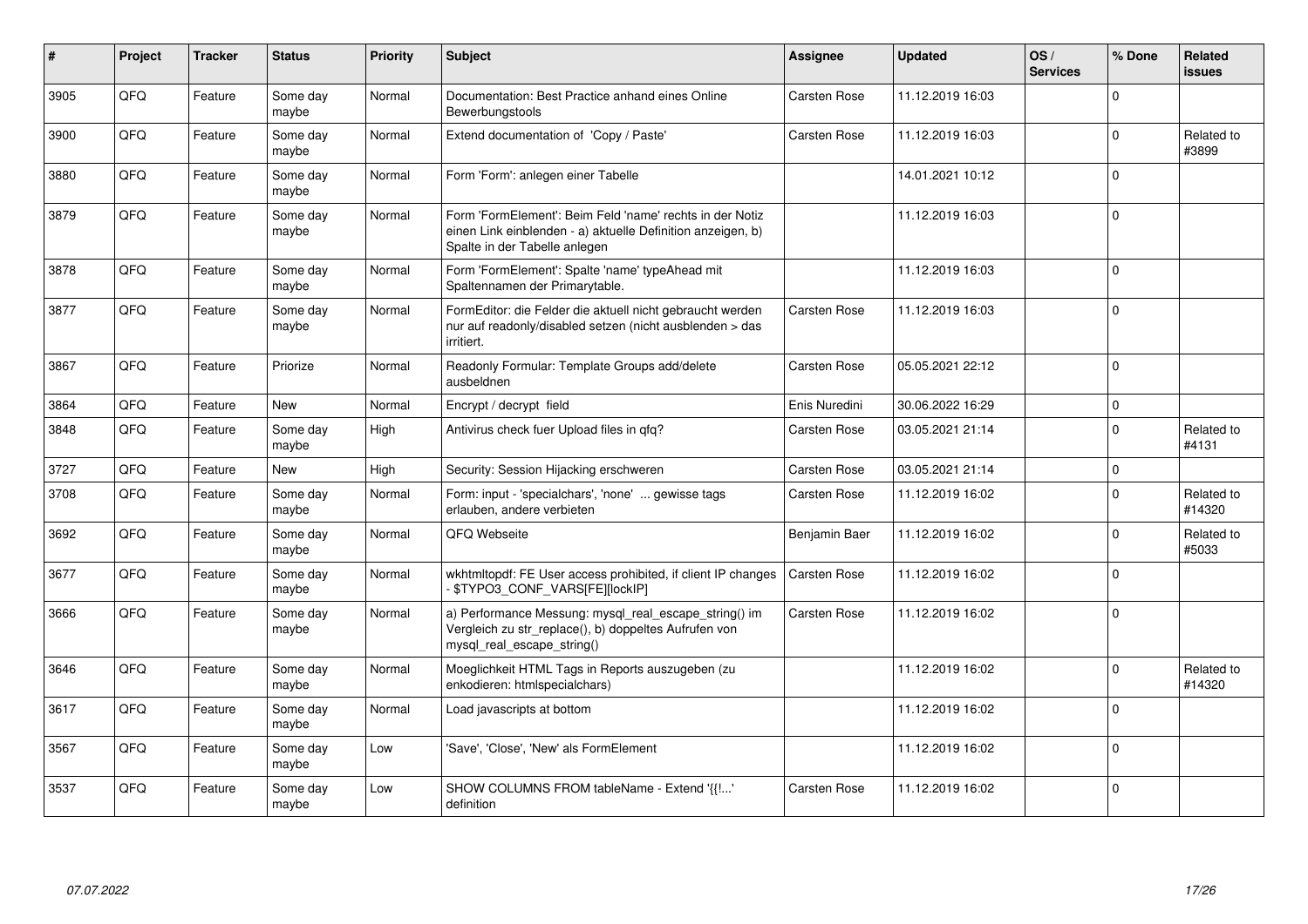| # | Project | Tracker | Status | Priority | Subject | Assignee | Updated | OS / Services | % Done | Related issues |
|---|---|---|---|---|---|---|---|---|---|---|
| 3905 | QFQ | Feature | Some day maybe | Normal | Documentation: Best Practice anhand eines Online Bewerbungstools | Carsten Rose | 11.12.2019 16:03 | | 0 | |
| 3900 | QFQ | Feature | Some day maybe | Normal | Extend documentation of 'Copy / Paste' | Carsten Rose | 11.12.2019 16:03 | | 0 | Related to #3899 |
| 3880 | QFQ | Feature | Some day maybe | Normal | Form 'Form': anlegen einer Tabelle | | 14.01.2021 10:12 | | 0 | |
| 3879 | QFQ | Feature | Some day maybe | Normal | Form 'FormElement': Beim Feld 'name' rechts in der Notiz einen Link einblenden - a) aktuelle Definition anzeigen, b) Spalte in der Tabelle anlegen | | 11.12.2019 16:03 | | 0 | |
| 3878 | QFQ | Feature | Some day maybe | Normal | Form 'FormElement': Spalte 'name' typeAhead mit Spaltennamen der Primarytable. | | 11.12.2019 16:03 | | 0 | |
| 3877 | QFQ | Feature | Some day maybe | Normal | FormEditor: die Felder die aktuell nicht gebraucht werden nur auf readonly/disabled setzen (nicht ausblenden > das irritiert. | Carsten Rose | 11.12.2019 16:03 | | 0 | |
| 3867 | QFQ | Feature | Priorize | Normal | Readonly Formular: Template Groups add/delete ausbeldnen | Carsten Rose | 05.05.2021 22:12 | | 0 | |
| 3864 | QFQ | Feature | New | Normal | Encrypt / decrypt field | Enis Nuredini | 30.06.2022 16:29 | | 0 | |
| 3848 | QFQ | Feature | Some day maybe | High | Antivirus check fuer Upload files in qfq? | Carsten Rose | 03.05.2021 21:14 | | 0 | Related to #4131 |
| 3727 | QFQ | Feature | New | High | Security: Session Hijacking erschweren | Carsten Rose | 03.05.2021 21:14 | | 0 | |
| 3708 | QFQ | Feature | Some day maybe | Normal | Form: input - 'specialchars', 'none' ... gewisse tags erlauben, andere verbieten | Carsten Rose | 11.12.2019 16:02 | | 0 | Related to #14320 |
| 3692 | QFQ | Feature | Some day maybe | Normal | QFQ Webseite | Benjamin Baer | 11.12.2019 16:02 | | 0 | Related to #5033 |
| 3677 | QFQ | Feature | Some day maybe | Normal | wkhtmltopdf: FE User access prohibited, if client IP changes - $TYPO3_CONF_VARS[FE][lockIP] | Carsten Rose | 11.12.2019 16:02 | | 0 | |
| 3666 | QFQ | Feature | Some day maybe | Normal | a) Performance Messung: mysql_real_escape_string() im Vergleich zu str_replace(), b) doppeltes Aufrufen von mysql_real_escape_string() | Carsten Rose | 11.12.2019 16:02 | | 0 | |
| 3646 | QFQ | Feature | Some day maybe | Normal | Moeglichkeit HTML Tags in Reports auszugeben (zu enkodieren: htmlspecialchars) | | 11.12.2019 16:02 | | 0 | Related to #14320 |
| 3617 | QFQ | Feature | Some day maybe | Normal | Load javascripts at bottom | | 11.12.2019 16:02 | | 0 | |
| 3567 | QFQ | Feature | Some day maybe | Low | 'Save', 'Close', 'New' als FormElement | | 11.12.2019 16:02 | | 0 | |
| 3537 | QFQ | Feature | Some day maybe | Low | SHOW COLUMNS FROM tableName - Extend '{{!...' definition | Carsten Rose | 11.12.2019 16:02 | | 0 | |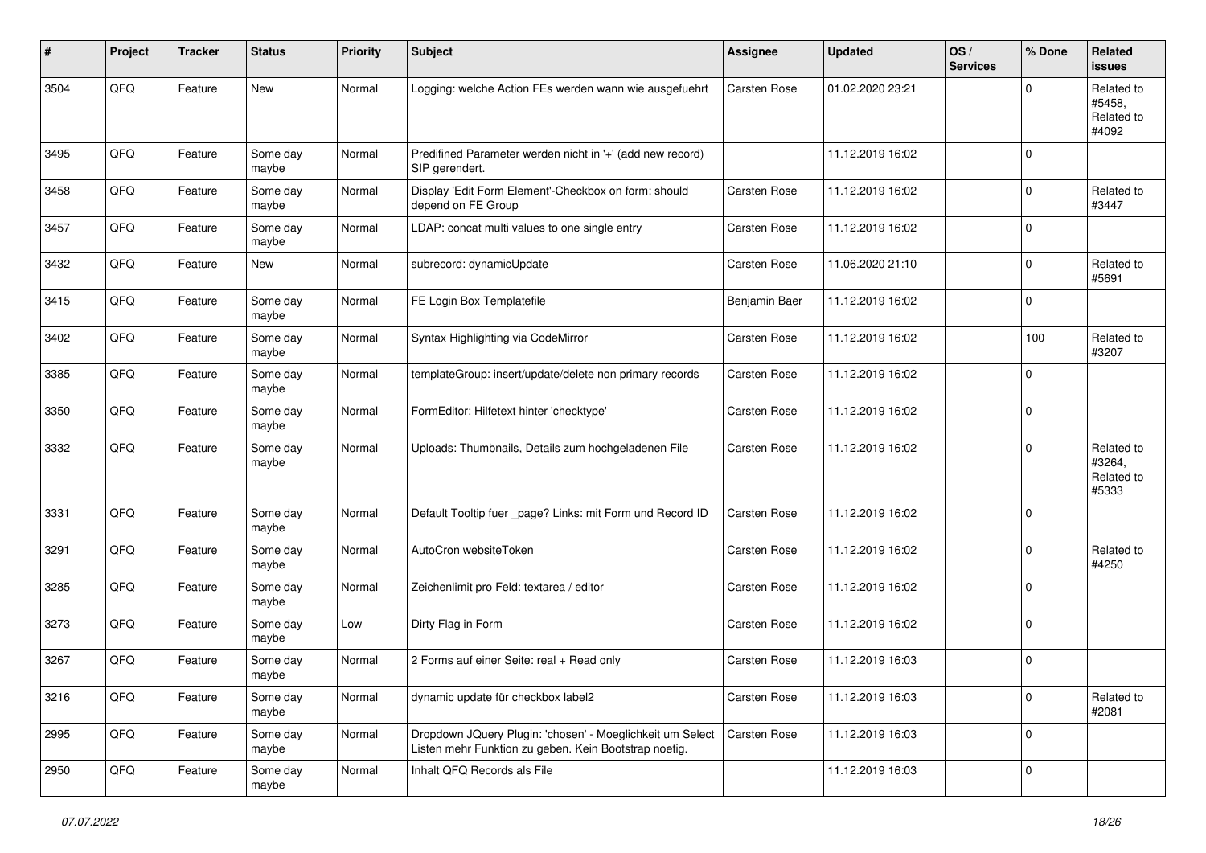| # | Project | Tracker | Status | Priority | Subject | Assignee | Updated | OS / Services | % Done | Related issues |
|---|---|---|---|---|---|---|---|---|---|---|
| 3504 | QFQ | Feature | New | Normal | Logging: welche Action FEs werden wann wie ausgefuehrt | Carsten Rose | 01.02.2020 23:21 | | 0 | Related to #5458, Related to #4092 |
| 3495 | QFQ | Feature | Some day maybe | Normal | Predifined Parameter werden nicht in '+' (add new record) SIP gerendert. | | 11.12.2019 16:02 | | 0 | |
| 3458 | QFQ | Feature | Some day maybe | Normal | Display 'Edit Form Element'-Checkbox on form: should depend on FE Group | Carsten Rose | 11.12.2019 16:02 | | 0 | Related to #3447 |
| 3457 | QFQ | Feature | Some day maybe | Normal | LDAP: concat multi values to one single entry | Carsten Rose | 11.12.2019 16:02 | | 0 | |
| 3432 | QFQ | Feature | New | Normal | subrecord: dynamicUpdate | Carsten Rose | 11.06.2020 21:10 | | 0 | Related to #5691 |
| 3415 | QFQ | Feature | Some day maybe | Normal | FE Login Box Templatefile | Benjamin Baer | 11.12.2019 16:02 | | 0 | |
| 3402 | QFQ | Feature | Some day maybe | Normal | Syntax Highlighting via CodeMirror | Carsten Rose | 11.12.2019 16:02 | | 100 | Related to #3207 |
| 3385 | QFQ | Feature | Some day maybe | Normal | templateGroup: insert/update/delete non primary records | Carsten Rose | 11.12.2019 16:02 | | 0 | |
| 3350 | QFQ | Feature | Some day maybe | Normal | FormEditor: Hilfetext hinter 'checktype' | Carsten Rose | 11.12.2019 16:02 | | 0 | |
| 3332 | QFQ | Feature | Some day maybe | Normal | Uploads: Thumbnails, Details zum hochgeladenen File | Carsten Rose | 11.12.2019 16:02 | | 0 | Related to #3264, Related to #5333 |
| 3331 | QFQ | Feature | Some day maybe | Normal | Default Tooltip fuer _page? Links: mit Form und Record ID | Carsten Rose | 11.12.2019 16:02 | | 0 | |
| 3291 | QFQ | Feature | Some day maybe | Normal | AutoCron websiteToken | Carsten Rose | 11.12.2019 16:02 | | 0 | Related to #4250 |
| 3285 | QFQ | Feature | Some day maybe | Normal | Zeichenlimit pro Feld: textarea / editor | Carsten Rose | 11.12.2019 16:02 | | 0 | |
| 3273 | QFQ | Feature | Some day maybe | Low | Dirty Flag in Form | Carsten Rose | 11.12.2019 16:02 | | 0 | |
| 3267 | QFQ | Feature | Some day maybe | Normal | 2 Forms auf einer Seite: real + Read only | Carsten Rose | 11.12.2019 16:03 | | 0 | |
| 3216 | QFQ | Feature | Some day maybe | Normal | dynamic update für checkbox label2 | Carsten Rose | 11.12.2019 16:03 | | 0 | Related to #2081 |
| 2995 | QFQ | Feature | Some day maybe | Normal | Dropdown JQuery Plugin: 'chosen' - Moeglichkeit um Select Listen mehr Funktion zu geben. Kein Bootstrap noetig. | Carsten Rose | 11.12.2019 16:03 | | 0 | |
| 2950 | QFQ | Feature | Some day maybe | Normal | Inhalt QFQ Records als File | | 11.12.2019 16:03 | | 0 | |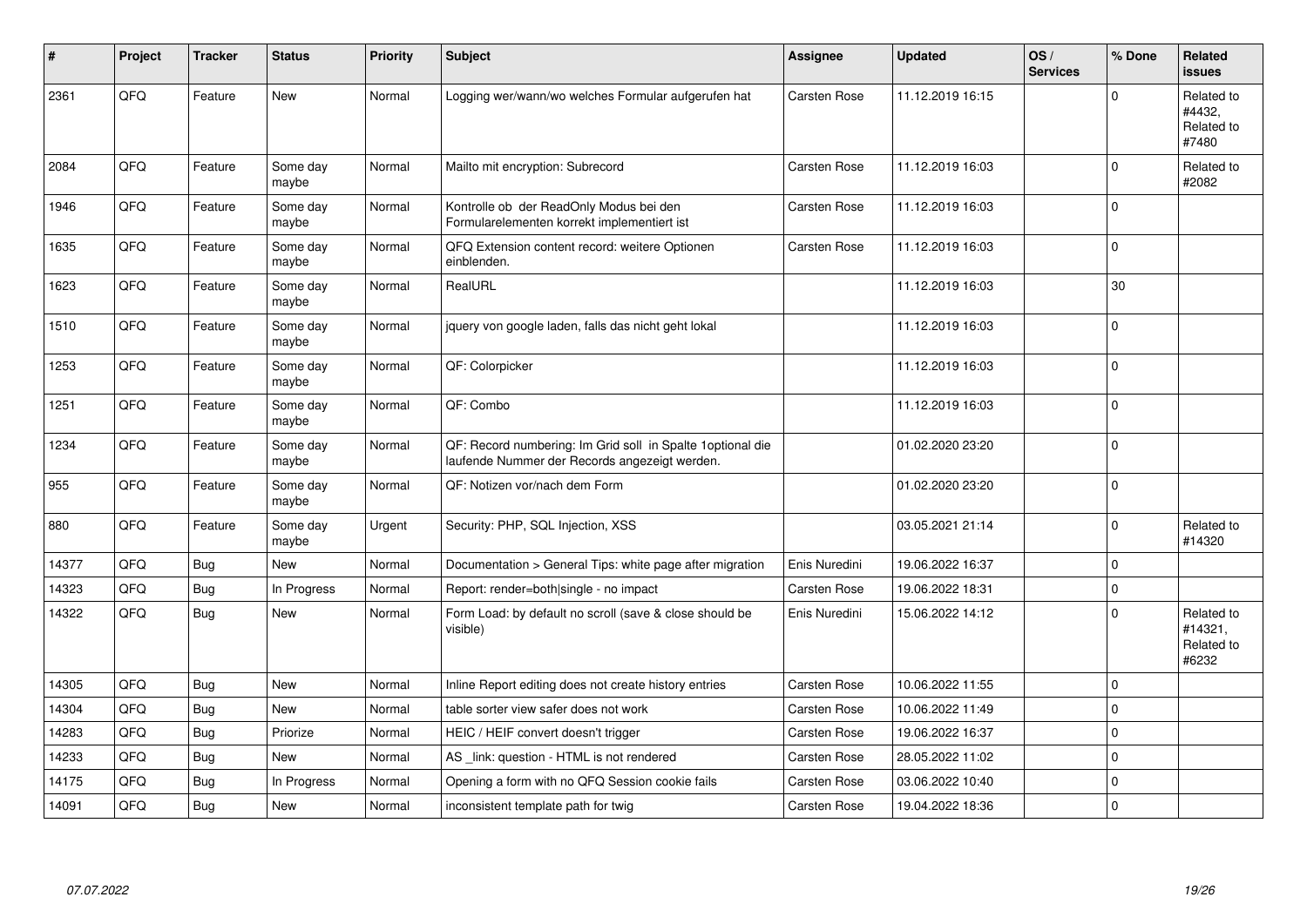| # | Project | Tracker | Status | Priority | Subject | Assignee | Updated | OS / Services | % Done | Related issues |
|---|---|---|---|---|---|---|---|---|---|---|
| 2361 | QFQ | Feature | New | Normal | Logging wer/wann/wo welches Formular aufgerufen hat | Carsten Rose | 11.12.2019 16:15 | | 0 | Related to #4432, Related to #7480 |
| 2084 | QFQ | Feature | Some day maybe | Normal | Mailto mit encryption: Subrecord | Carsten Rose | 11.12.2019 16:03 | | 0 | Related to #2082 |
| 1946 | QFQ | Feature | Some day maybe | Normal | Kontrolle ob der ReadOnly Modus bei den Formularelementen korrekt implementiert ist | Carsten Rose | 11.12.2019 16:03 | | 0 | |
| 1635 | QFQ | Feature | Some day maybe | Normal | QFQ Extension content record: weitere Optionen einblenden. | Carsten Rose | 11.12.2019 16:03 | | 0 | |
| 1623 | QFQ | Feature | Some day maybe | Normal | RealURL | | 11.12.2019 16:03 | | 30 | |
| 1510 | QFQ | Feature | Some day maybe | Normal | jquery von google laden, falls das nicht geht lokal | | 11.12.2019 16:03 | | 0 | |
| 1253 | QFQ | Feature | Some day maybe | Normal | QF: Colorpicker | | 11.12.2019 16:03 | | 0 | |
| 1251 | QFQ | Feature | Some day maybe | Normal | QF: Combo | | 11.12.2019 16:03 | | 0 | |
| 1234 | QFQ | Feature | Some day maybe | Normal | QF: Record numbering: Im Grid soll in Spalte 1optional die laufende Nummer der Records angezeigt werden. | | 01.02.2020 23:20 | | 0 | |
| 955 | QFQ | Feature | Some day maybe | Normal | QF: Notizen vor/nach dem Form | | 01.02.2020 23:20 | | 0 | |
| 880 | QFQ | Feature | Some day maybe | Urgent | Security: PHP, SQL Injection, XSS | | 03.05.2021 21:14 | | 0 | Related to #14320 |
| 14377 | QFQ | Bug | New | Normal | Documentation > General Tips: white page after migration | Enis Nuredini | 19.06.2022 16:37 | | 0 | |
| 14323 | QFQ | Bug | In Progress | Normal | Report: render=both\|single - no impact | Carsten Rose | 19.06.2022 18:31 | | 0 | |
| 14322 | QFQ | Bug | New | Normal | Form Load: by default no scroll (save & close should be visible) | Enis Nuredini | 15.06.2022 14:12 | | 0 | Related to #14321, Related to #6232 |
| 14305 | QFQ | Bug | New | Normal | Inline Report editing does not create history entries | Carsten Rose | 10.06.2022 11:55 | | 0 | |
| 14304 | QFQ | Bug | New | Normal | table sorter view safer does not work | Carsten Rose | 10.06.2022 11:49 | | 0 | |
| 14283 | QFQ | Bug | Priorize | Normal | HEIC / HEIF convert doesn't trigger | Carsten Rose | 19.06.2022 16:37 | | 0 | |
| 14233 | QFQ | Bug | New | Normal | AS _link: question - HTML is not rendered | Carsten Rose | 28.05.2022 11:02 | | 0 | |
| 14175 | QFQ | Bug | In Progress | Normal | Opening a form with no QFQ Session cookie fails | Carsten Rose | 03.06.2022 10:40 | | 0 | |
| 14091 | QFQ | Bug | New | Normal | inconsistent template path for twig | Carsten Rose | 19.04.2022 18:36 | | 0 | |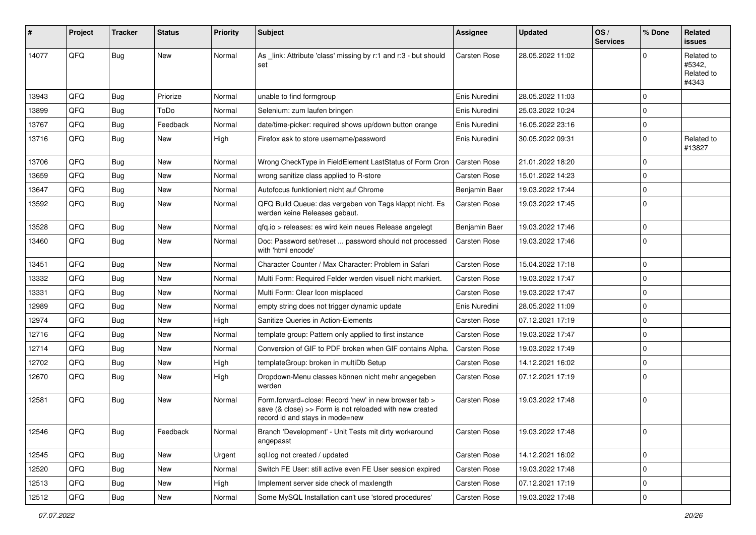| # | Project | Tracker | Status | Priority | Subject | Assignee | Updated | OS / Services | % Done | Related issues |
|---|---|---|---|---|---|---|---|---|---|---|
| 14077 | QFQ | Bug | New | Normal | As _link: Attribute 'class' missing by r:1 and r:3 - but should set | Carsten Rose | 28.05.2022 11:02 | | 0 | Related to #5342, Related to #4343 |
| 13943 | QFQ | Bug | Priorize | Normal | unable to find formgroup | Enis Nuredini | 28.05.2022 11:03 | | 0 | |
| 13899 | QFQ | Bug | ToDo | Normal | Selenium: zum laufen bringen | Enis Nuredini | 25.03.2022 10:24 | | 0 | |
| 13767 | QFQ | Bug | Feedback | Normal | date/time-picker: required shows up/down button orange | Enis Nuredini | 16.05.2022 23:16 | | 0 | |
| 13716 | QFQ | Bug | New | High | Firefox ask to store username/password | Enis Nuredini | 30.05.2022 09:31 | | 0 | Related to #13827 |
| 13706 | QFQ | Bug | New | Normal | Wrong CheckType in FieldElement LastStatus of Form Cron | Carsten Rose | 21.01.2022 18:20 | | 0 | |
| 13659 | QFQ | Bug | New | Normal | wrong sanitize class applied to R-store | Carsten Rose | 15.01.2022 14:23 | | 0 | |
| 13647 | QFQ | Bug | New | Normal | Autofocus funktioniert nicht auf Chrome | Benjamin Baer | 19.03.2022 17:44 | | 0 | |
| 13592 | QFQ | Bug | New | Normal | QFQ Build Queue: das vergeben von Tags klappt nicht. Es werden keine Releases gebaut. | Carsten Rose | 19.03.2022 17:45 | | 0 | |
| 13528 | QFQ | Bug | New | Normal | qfq.io > releases: es wird kein neues Release angelegt | Benjamin Baer | 19.03.2022 17:46 | | 0 | |
| 13460 | QFQ | Bug | New | Normal | Doc: Password set/reset ... password should not processed with 'html encode' | Carsten Rose | 19.03.2022 17:46 | | 0 | |
| 13451 | QFQ | Bug | New | Normal | Character Counter / Max Character: Problem in Safari | Carsten Rose | 15.04.2022 17:18 | | 0 | |
| 13332 | QFQ | Bug | New | Normal | Multi Form: Required Felder werden visuell nicht markiert. | Carsten Rose | 19.03.2022 17:47 | | 0 | |
| 13331 | QFQ | Bug | New | Normal | Multi Form: Clear Icon misplaced | Carsten Rose | 19.03.2022 17:47 | | 0 | |
| 12989 | QFQ | Bug | New | Normal | empty string does not trigger dynamic update | Enis Nuredini | 28.05.2022 11:09 | | 0 | |
| 12974 | QFQ | Bug | New | High | Sanitize Queries in Action-Elements | Carsten Rose | 07.12.2021 17:19 | | 0 | |
| 12716 | QFQ | Bug | New | Normal | template group: Pattern only applied to first instance | Carsten Rose | 19.03.2022 17:47 | | 0 | |
| 12714 | QFQ | Bug | New | Normal | Conversion of GIF to PDF broken when GIF contains Alpha. | Carsten Rose | 19.03.2022 17:49 | | 0 | |
| 12702 | QFQ | Bug | New | High | templateGroup: broken in multiDb Setup | Carsten Rose | 14.12.2021 16:02 | | 0 | |
| 12670 | QFQ | Bug | New | High | Dropdown-Menu classes können nicht mehr angegeben werden | Carsten Rose | 07.12.2021 17:19 | | 0 | |
| 12581 | QFQ | Bug | New | Normal | Form.forward=close: Record 'new' in new browser tab > save (& close) >> Form is not reloaded with new created record id and stays in mode=new | Carsten Rose | 19.03.2022 17:48 | | 0 | |
| 12546 | QFQ | Bug | Feedback | Normal | Branch 'Development' - Unit Tests mit dirty workaround angepasst | Carsten Rose | 19.03.2022 17:48 | | 0 | |
| 12545 | QFQ | Bug | New | Urgent | sql.log not created / updated | Carsten Rose | 14.12.2021 16:02 | | 0 | |
| 12520 | QFQ | Bug | New | Normal | Switch FE User: still active even FE User session expired | Carsten Rose | 19.03.2022 17:48 | | 0 | |
| 12513 | QFQ | Bug | New | High | Implement server side check of maxlength | Carsten Rose | 07.12.2021 17:19 | | 0 | |
| 12512 | QFQ | Bug | New | Normal | Some MySQL Installation can't use 'stored procedures' | Carsten Rose | 19.03.2022 17:48 | | 0 | |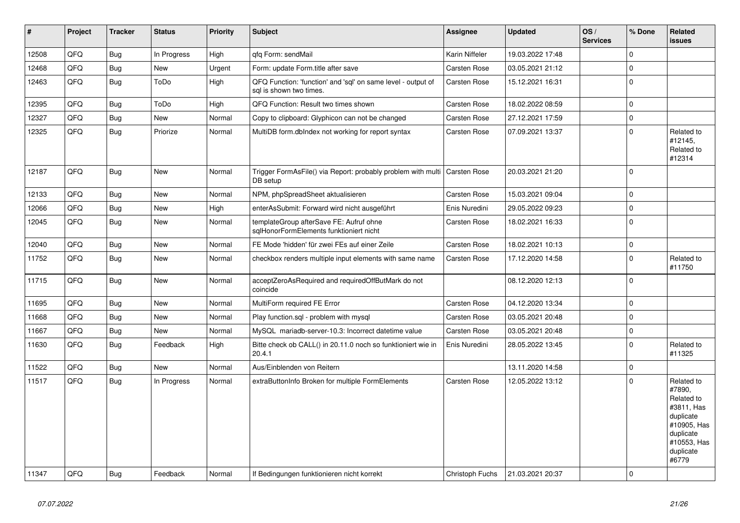| # | Project | Tracker | Status | Priority | Subject | Assignee | Updated | OS / Services | % Done | Related issues |
|---|---|---|---|---|---|---|---|---|---|---|
| 12508 | QFQ | Bug | In Progress | High | qfq Form: sendMail | Karin Niffeler | 19.03.2022 17:48 | | 0 | |
| 12468 | QFQ | Bug | New | Urgent | Form: update Form.title after save | Carsten Rose | 03.05.2021 21:12 | | 0 | |
| 12463 | QFQ | Bug | ToDo | High | QFQ Function: 'function' and 'sql' on same level - output of sql is shown two times. | Carsten Rose | 15.12.2021 16:31 | | 0 | |
| 12395 | QFQ | Bug | ToDo | High | QFQ Function: Result two times shown | Carsten Rose | 18.02.2022 08:59 | | 0 | |
| 12327 | QFQ | Bug | New | Normal | Copy to clipboard: Glyphicon can not be changed | Carsten Rose | 27.12.2021 17:59 | | 0 | |
| 12325 | QFQ | Bug | Priorize | Normal | MultiDB form.dbIndex not working for report syntax | Carsten Rose | 07.09.2021 13:37 | | 0 | Related to #12145, Related to #12314 |
| 12187 | QFQ | Bug | New | Normal | Trigger FormAsFile() via Report: probably problem with multi DB setup | Carsten Rose | 20.03.2021 21:20 | | 0 | |
| 12133 | QFQ | Bug | New | Normal | NPM, phpSpreadSheet aktualisieren | Carsten Rose | 15.03.2021 09:04 | | 0 | |
| 12066 | QFQ | Bug | New | High | enterAsSubmit: Forward wird nicht ausgeführt | Enis Nuredini | 29.05.2022 09:23 | | 0 | |
| 12045 | QFQ | Bug | New | Normal | templateGroup afterSave FE: Aufruf ohne sqlHonorFormElements funktioniert nicht | Carsten Rose | 18.02.2021 16:33 | | 0 | |
| 12040 | QFQ | Bug | New | Normal | FE Mode 'hidden' für zwei FEs auf einer Zeile | Carsten Rose | 18.02.2021 10:13 | | 0 | |
| 11752 | QFQ | Bug | New | Normal | checkbox renders multiple input elements with same name | Carsten Rose | 17.12.2020 14:58 | | 0 | Related to #11750 |
| 11715 | QFQ | Bug | New | Normal | acceptZeroAsRequired and requiredOffButMark do not coincide | | 08.12.2020 12:13 | | 0 | |
| 11695 | QFQ | Bug | New | Normal | MultiForm required FE Error | Carsten Rose | 04.12.2020 13:34 | | 0 | |
| 11668 | QFQ | Bug | New | Normal | Play function.sql - problem with mysql | Carsten Rose | 03.05.2021 20:48 | | 0 | |
| 11667 | QFQ | Bug | New | Normal | MySQL mariadb-server-10.3: Incorrect datetime value | Carsten Rose | 03.05.2021 20:48 | | 0 | |
| 11630 | QFQ | Bug | Feedback | High | Bitte check ob CALL() in 20.11.0 noch so funktioniert wie in 20.4.1 | Enis Nuredini | 28.05.2022 13:45 | | 0 | Related to #11325 |
| 11522 | QFQ | Bug | New | Normal | Aus/Einblenden von Reitern | | 13.11.2020 14:58 | | 0 | |
| 11517 | QFQ | Bug | In Progress | Normal | extraButtonInfo Broken for multiple FormElements | Carsten Rose | 12.05.2022 13:12 | | 0 | Related to #7890, Related to #3811, Has duplicate #10905, Has duplicate #10553, Has duplicate #6779 |
| 11347 | QFQ | Bug | Feedback | Normal | If Bedingungen funktionieren nicht korrekt | Christoph Fuchs | 21.03.2021 20:37 | | 0 | |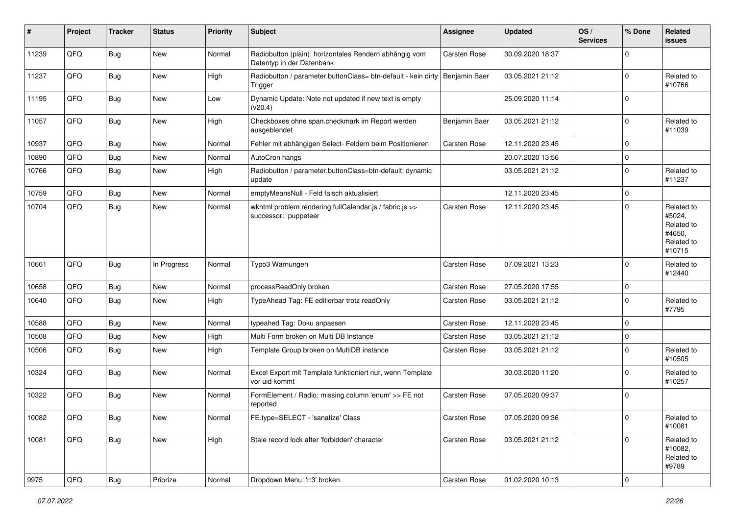| # | Project | Tracker | Status | Priority | Subject | Assignee | Updated | OS / Services | % Done | Related issues |
|---|---|---|---|---|---|---|---|---|---|---|
| 11239 | QFQ | Bug | New | Normal | Radiobutton (plain): horizontales Rendern abhängig vom Datentyp in der Datenbank | Carsten Rose | 30.09.2020 18:37 | | 0 | |
| 11237 | QFQ | Bug | New | High | Radiobutton / parameter.buttonClass= btn-default - kein dirty Trigger | Benjamin Baer | 03.05.2021 21:12 | | 0 | Related to #10766 |
| 11195 | QFQ | Bug | New | Low | Dynamic Update: Note not updated if new text is empty (v20.4) | | 25.09.2020 11:14 | | 0 | |
| 11057 | QFQ | Bug | New | High | Checkboxes ohne span.checkmark im Report werden ausgeblendet | Benjamin Baer | 03.05.2021 21:12 | | 0 | Related to #11039 |
| 10937 | QFQ | Bug | New | Normal | Fehler mit abhängigen Select- Feldern beim Positionieren | Carsten Rose | 12.11.2020 23:45 | | 0 | |
| 10890 | QFQ | Bug | New | Normal | AutoCron hangs | | 20.07.2020 13:56 | | 0 | |
| 10766 | QFQ | Bug | New | High | Radiobutton / parameter.buttonClass=btn-default: dynamic update | | 03.05.2021 21:12 | | 0 | Related to #11237 |
| 10759 | QFQ | Bug | New | Normal | emptyMeansNull - Feld falsch aktualisiert | | 12.11.2020 23:45 | | 0 | |
| 10704 | QFQ | Bug | New | Normal | wkhtml problem rendering fullCalendar.js / fabric.js >> successor: puppeteer | Carsten Rose | 12.11.2020 23:45 | | 0 | Related to #5024, Related to #4650, Related to #10715 |
| 10661 | QFQ | Bug | In Progress | Normal | Typo3 Warnungen | Carsten Rose | 07.09.2021 13:23 | | 0 | Related to #12440 |
| 10658 | QFQ | Bug | New | Normal | processReadOnly broken | Carsten Rose | 27.05.2020 17:55 | | 0 | |
| 10640 | QFQ | Bug | New | High | TypeAhead Tag: FE editierbar trotz readOnly | Carsten Rose | 03.05.2021 21:12 | | 0 | Related to #7795 |
| 10588 | QFQ | Bug | New | Normal | typeahed Tag: Doku anpassen | Carsten Rose | 12.11.2020 23:45 | | 0 | |
| 10508 | QFQ | Bug | New | High | Multi Form broken on Multi DB Instance | Carsten Rose | 03.05.2021 21:12 | | 0 | |
| 10506 | QFQ | Bug | New | High | Template Group broken on MultiDB instance | Carsten Rose | 03.05.2021 21:12 | | 0 | Related to #10505 |
| 10324 | QFQ | Bug | New | Normal | Excel Export mit Template funktioniert nur, wenn Template vor uid kommt | | 30.03.2020 11:20 | | 0 | Related to #10257 |
| 10322 | QFQ | Bug | New | Normal | FormElement / Radio: missing column 'enum' >> FE not reported | Carsten Rose | 07.05.2020 09:37 | | 0 | |
| 10082 | QFQ | Bug | New | Normal | FE.type=SELECT - 'sanatize' Class | Carsten Rose | 07.05.2020 09:36 | | 0 | Related to #10081 |
| 10081 | QFQ | Bug | New | High | Stale record lock after 'forbidden' character | Carsten Rose | 03.05.2021 21:12 | | 0 | Related to #10082, Related to #9789 |
| 9975 | QFQ | Bug | Priorize | Normal | Dropdown Menu: 'r:3' broken | Carsten Rose | 01.02.2020 10:13 | | 0 | |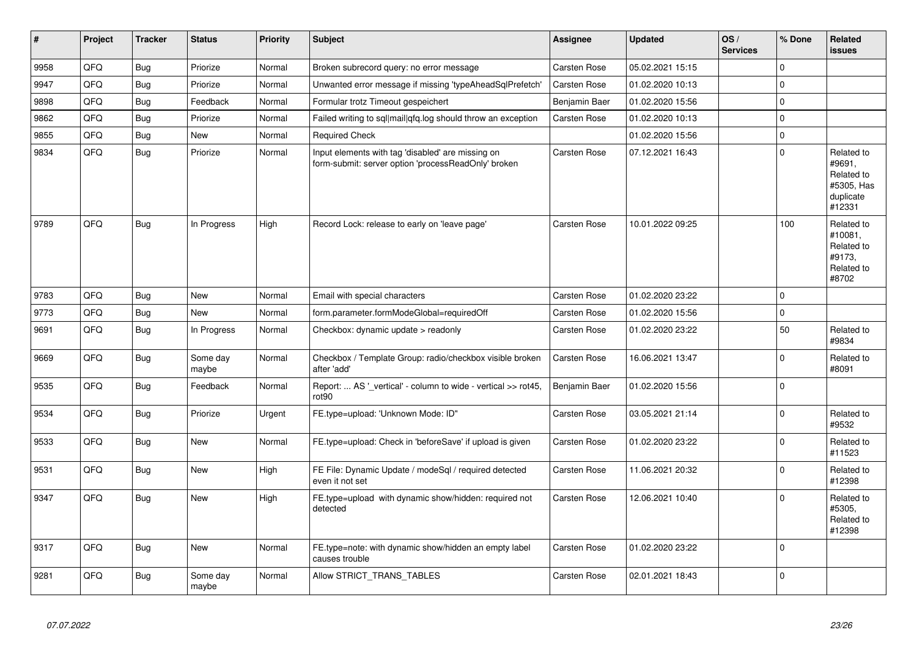| # | Project | Tracker | Status | Priority | Subject | Assignee | Updated | OS / Services | % Done | Related issues |
|---|---|---|---|---|---|---|---|---|---|---|
| 9958 | QFQ | Bug | Priorize | Normal | Broken subrecord query: no error message | Carsten Rose | 05.02.2021 15:15 | | 0 | |
| 9947 | QFQ | Bug | Priorize | Normal | Unwanted error message if missing 'typeAheadSqlPrefetch' | Carsten Rose | 01.02.2020 10:13 | | 0 | |
| 9898 | QFQ | Bug | Feedback | Normal | Formular trotz Timeout gespeichert | Benjamin Baer | 01.02.2020 15:56 | | 0 | |
| 9862 | QFQ | Bug | Priorize | Normal | Failed writing to sql\|mail\|qfq.log should throw an exception | Carsten Rose | 01.02.2020 10:13 | | 0 | |
| 9855 | QFQ | Bug | New | Normal | Required Check | | 01.02.2020 15:56 | | 0 | |
| 9834 | QFQ | Bug | Priorize | Normal | Input elements with tag 'disabled' are missing on form-submit: server option 'processReadOnly' broken | Carsten Rose | 07.12.2021 16:43 | | 0 | Related to #9691, Related to #5305, Has duplicate #12331 |
| 9789 | QFQ | Bug | In Progress | High | Record Lock: release to early on 'leave page' | Carsten Rose | 10.01.2022 09:25 | | 100 | Related to #10081, Related to #9173, Related to #8702 |
| 9783 | QFQ | Bug | New | Normal | Email with special characters | Carsten Rose | 01.02.2020 23:22 | | 0 | |
| 9773 | QFQ | Bug | New | Normal | form.parameter.formModeGlobal=requiredOff | Carsten Rose | 01.02.2020 15:56 | | 0 | |
| 9691 | QFQ | Bug | In Progress | Normal | Checkbox: dynamic update > readonly | Carsten Rose | 01.02.2020 23:22 | | 50 | Related to #9834 |
| 9669 | QFQ | Bug | Some day maybe | Normal | Checkbox / Template Group: radio/checkbox visible broken after 'add' | Carsten Rose | 16.06.2021 13:47 | | 0 | Related to #8091 |
| 9535 | QFQ | Bug | Feedback | Normal | Report: ... AS '_vertical' - column to wide - vertical >> rot45, rot90 | Benjamin Baer | 01.02.2020 15:56 | | 0 | |
| 9534 | QFQ | Bug | Priorize | Urgent | FE.type=upload: 'Unknown Mode: ID" | Carsten Rose | 03.05.2021 21:14 | | 0 | Related to #9532 |
| 9533 | QFQ | Bug | New | Normal | FE.type=upload: Check in 'beforeSave' if upload is given | Carsten Rose | 01.02.2020 23:22 | | 0 | Related to #11523 |
| 9531 | QFQ | Bug | New | High | FE File: Dynamic Update / modeSql / required detected even it not set | Carsten Rose | 11.06.2021 20:32 | | 0 | Related to #12398 |
| 9347 | QFQ | Bug | New | High | FE.type=upload with dynamic show/hidden: required not detected | Carsten Rose | 12.06.2021 10:40 | | 0 | Related to #5305, Related to #12398 |
| 9317 | QFQ | Bug | New | Normal | FE.type=note: with dynamic show/hidden an empty label causes trouble | Carsten Rose | 01.02.2020 23:22 | | 0 | |
| 9281 | QFQ | Bug | Some day maybe | Normal | Allow STRICT_TRANS_TABLES | Carsten Rose | 02.01.2021 18:43 | | 0 | |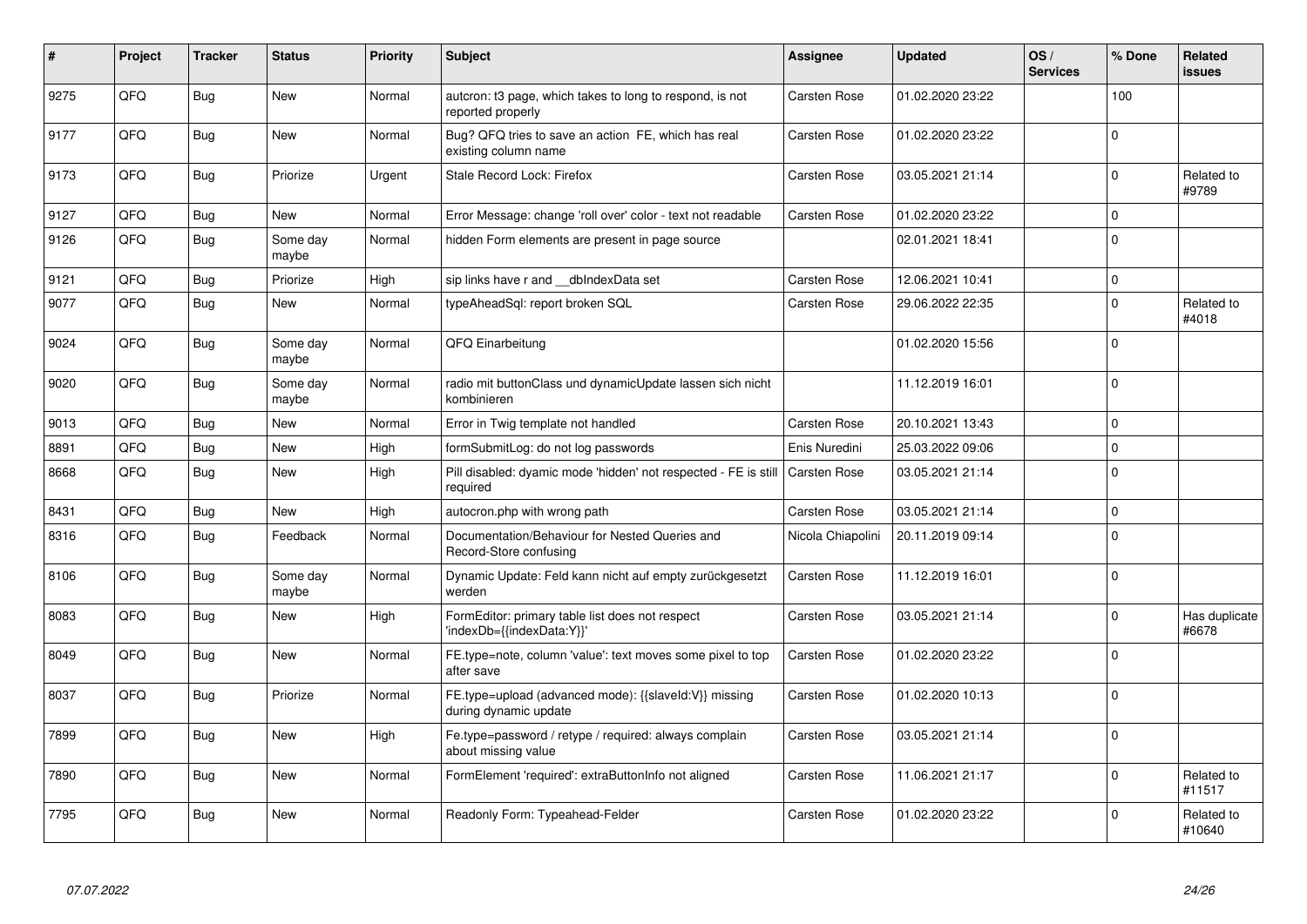| # | Project | Tracker | Status | Priority | Subject | Assignee | Updated | OS / Services | % Done | Related issues |
|---|---|---|---|---|---|---|---|---|---|---|
| 9275 | QFQ | Bug | New | Normal | autcron: t3 page, which takes to long to respond, is not reported properly | Carsten Rose | 01.02.2020 23:22 | | 100 | |
| 9177 | QFQ | Bug | New | Normal | Bug? QFQ tries to save an action FE, which has real existing column name | Carsten Rose | 01.02.2020 23:22 | | 0 | |
| 9173 | QFQ | Bug | Priorize | Urgent | Stale Record Lock: Firefox | Carsten Rose | 03.05.2021 21:14 | | 0 | Related to #9789 |
| 9127 | QFQ | Bug | New | Normal | Error Message: change 'roll over' color - text not readable | Carsten Rose | 01.02.2020 23:22 | | 0 | |
| 9126 | QFQ | Bug | Some day maybe | Normal | hidden Form elements are present in page source | | 02.01.2021 18:41 | | 0 | |
| 9121 | QFQ | Bug | Priorize | High | sip links have r and __dbIndexData set | Carsten Rose | 12.06.2021 10:41 | | 0 | |
| 9077 | QFQ | Bug | New | Normal | typeAheadSql: report broken SQL | Carsten Rose | 29.06.2022 22:35 | | 0 | Related to #4018 |
| 9024 | QFQ | Bug | Some day maybe | Normal | QFQ Einarbeitung | | 01.02.2020 15:56 | | 0 | |
| 9020 | QFQ | Bug | Some day maybe | Normal | radio mit buttonClass und dynamicUpdate lassen sich nicht kombinieren | | 11.12.2019 16:01 | | 0 | |
| 9013 | QFQ | Bug | New | Normal | Error in Twig template not handled | Carsten Rose | 20.10.2021 13:43 | | 0 | |
| 8891 | QFQ | Bug | New | High | formSubmitLog: do not log passwords | Enis Nuredini | 25.03.2022 09:06 | | 0 | |
| 8668 | QFQ | Bug | New | High | Pill disabled: dyamic mode 'hidden' not respected - FE is still required | Carsten Rose | 03.05.2021 21:14 | | 0 | |
| 8431 | QFQ | Bug | New | High | autocron.php with wrong path | Carsten Rose | 03.05.2021 21:14 | | 0 | |
| 8316 | QFQ | Bug | Feedback | Normal | Documentation/Behaviour for Nested Queries and Record-Store confusing | Nicola Chiapolini | 20.11.2019 09:14 | | 0 | |
| 8106 | QFQ | Bug | Some day maybe | Normal | Dynamic Update: Feld kann nicht auf empty zurückgesetzt werden | Carsten Rose | 11.12.2019 16:01 | | 0 | |
| 8083 | QFQ | Bug | New | High | FormEditor: primary table list does not respect 'indexDb={{indexData:Y}}' | Carsten Rose | 03.05.2021 21:14 | | 0 | Has duplicate #6678 |
| 8049 | QFQ | Bug | New | Normal | FE.type=note, column 'value': text moves some pixel to top after save | Carsten Rose | 01.02.2020 23:22 | | 0 | |
| 8037 | QFQ | Bug | Priorize | Normal | FE.type=upload (advanced mode): {{slaveId:V}} missing during dynamic update | Carsten Rose | 01.02.2020 10:13 | | 0 | |
| 7899 | QFQ | Bug | New | High | Fe.type=password / retype / required: always complain about missing value | Carsten Rose | 03.05.2021 21:14 | | 0 | |
| 7890 | QFQ | Bug | New | Normal | FormElement 'required': extraButtonInfo not aligned | Carsten Rose | 11.06.2021 21:17 | | 0 | Related to #11517 |
| 7795 | QFQ | Bug | New | Normal | Readonly Form: Typeahead-Felder | Carsten Rose | 01.02.2020 23:22 | | 0 | Related to #10640 |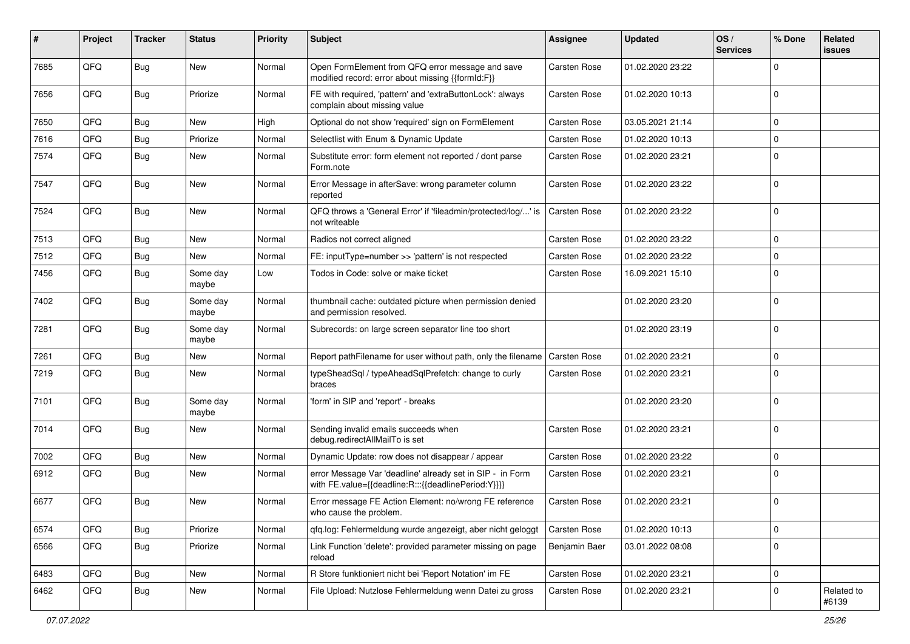| # | Project | Tracker | Status | Priority | Subject | Assignee | Updated | OS / Services | % Done | Related issues |
|---|---|---|---|---|---|---|---|---|---|---|
| 7685 | QFQ | Bug | New | Normal | Open FormElement from QFQ error message and save modified record: error about missing {{formId:F}} | Carsten Rose | 01.02.2020 23:22 | | 0 | |
| 7656 | QFQ | Bug | Priorize | Normal | FE with required, 'pattern' and 'extraButtonLock': always complain about missing value | Carsten Rose | 01.02.2020 10:13 | | 0 | |
| 7650 | QFQ | Bug | New | High | Optional do not show 'required' sign on FormElement | Carsten Rose | 03.05.2021 21:14 | | 0 | |
| 7616 | QFQ | Bug | Priorize | Normal | Selectlist with Enum & Dynamic Update | Carsten Rose | 01.02.2020 10:13 | | 0 | |
| 7574 | QFQ | Bug | New | Normal | Substitute error: form element not reported / dont parse Form.note | Carsten Rose | 01.02.2020 23:21 | | 0 | |
| 7547 | QFQ | Bug | New | Normal | Error Message in afterSave: wrong parameter column reported | Carsten Rose | 01.02.2020 23:22 | | 0 | |
| 7524 | QFQ | Bug | New | Normal | QFQ throws a 'General Error' if 'fileadmin/protected/log/...' is not writeable | Carsten Rose | 01.02.2020 23:22 | | 0 | |
| 7513 | QFQ | Bug | New | Normal | Radios not correct aligned | Carsten Rose | 01.02.2020 23:22 | | 0 | |
| 7512 | QFQ | Bug | New | Normal | FE: inputType=number >> 'pattern' is not respected | Carsten Rose | 01.02.2020 23:22 | | 0 | |
| 7456 | QFQ | Bug | Some day maybe | Low | Todos in Code: solve or make ticket | Carsten Rose | 16.09.2021 15:10 | | 0 | |
| 7402 | QFQ | Bug | Some day maybe | Normal | thumbnail cache: outdated picture when permission denied and permission resolved. | | 01.02.2020 23:20 | | 0 | |
| 7281 | QFQ | Bug | Some day maybe | Normal | Subrecords: on large screen separator line too short | | 01.02.2020 23:19 | | 0 | |
| 7261 | QFQ | Bug | New | Normal | Report pathFilename for user without path, only the filename | Carsten Rose | 01.02.2020 23:21 | | 0 | |
| 7219 | QFQ | Bug | New | Normal | typeSheadSql / typeAheadSqlPrefetch: change to curly braces | Carsten Rose | 01.02.2020 23:21 | | 0 | |
| 7101 | QFQ | Bug | Some day maybe | Normal | 'form' in SIP and 'report' - breaks | | 01.02.2020 23:20 | | 0 | |
| 7014 | QFQ | Bug | New | Normal | Sending invalid emails succeeds when debug.redirectAllMailTo is set | Carsten Rose | 01.02.2020 23:21 | | 0 | |
| 7002 | QFQ | Bug | New | Normal | Dynamic Update: row does not disappear / appear | Carsten Rose | 01.02.2020 23:22 | | 0 | |
| 6912 | QFQ | Bug | New | Normal | error Message Var 'deadline' already set in SIP - in Form with FE.value={{deadline:R:::{{deadlinePeriod:Y}}}} | Carsten Rose | 01.02.2020 23:21 | | 0 | |
| 6677 | QFQ | Bug | New | Normal | Error message FE Action Element: no/wrong FE reference who cause the problem. | Carsten Rose | 01.02.2020 23:21 | | 0 | |
| 6574 | QFQ | Bug | Priorize | Normal | qfq.log: Fehlermeldung wurde angezeigt, aber nicht geloggt | Carsten Rose | 01.02.2020 10:13 | | 0 | |
| 6566 | QFQ | Bug | Priorize | Normal | Link Function 'delete': provided parameter missing on page reload | Benjamin Baer | 03.01.2022 08:08 | | 0 | |
| 6483 | QFQ | Bug | New | Normal | R Store funktioniert nicht bei 'Report Notation' im FE | Carsten Rose | 01.02.2020 23:21 | | 0 | |
| 6462 | QFQ | Bug | New | Normal | File Upload: Nutzlose Fehlermeldung wenn Datei zu gross | Carsten Rose | 01.02.2020 23:21 | | 0 | Related to #6139 |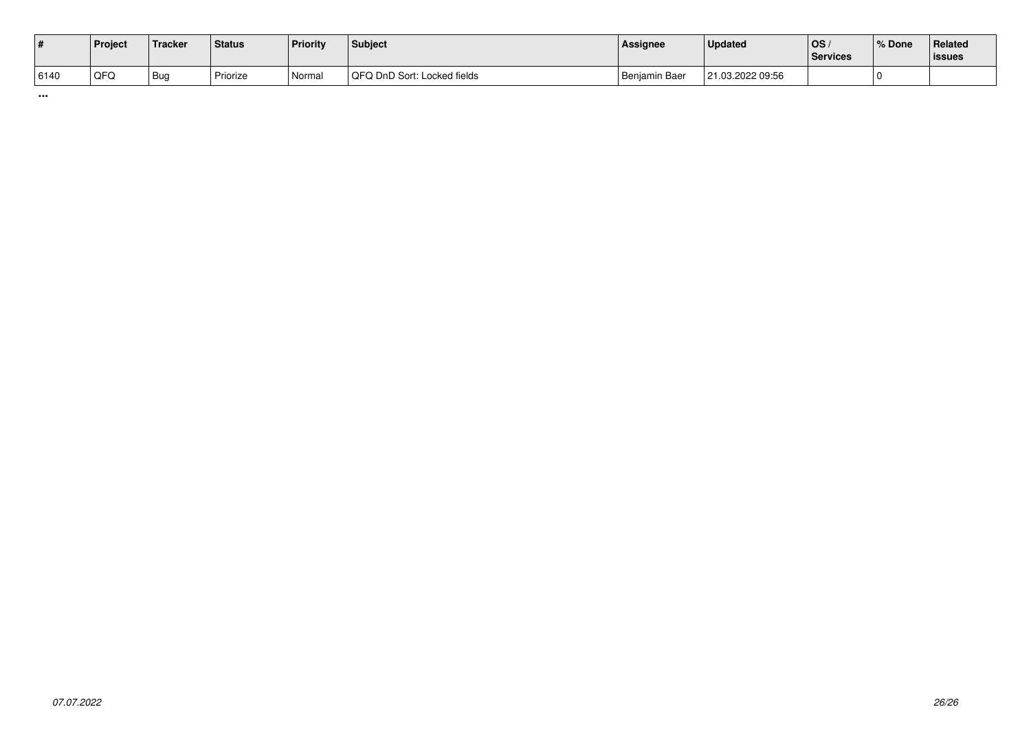| # | Project | Tracker | Status | Priority | Subject | Assignee | Updated | OS / Services | % Done | Related issues |
|---|---|---|---|---|---|---|---|---|---|---|
| 6140 | QFQ | Bug | Priorize | Normal | QFQ DnD Sort: Locked fields | Benjamin Baer | 21.03.2022 09:56 | | 0 | |

**...**